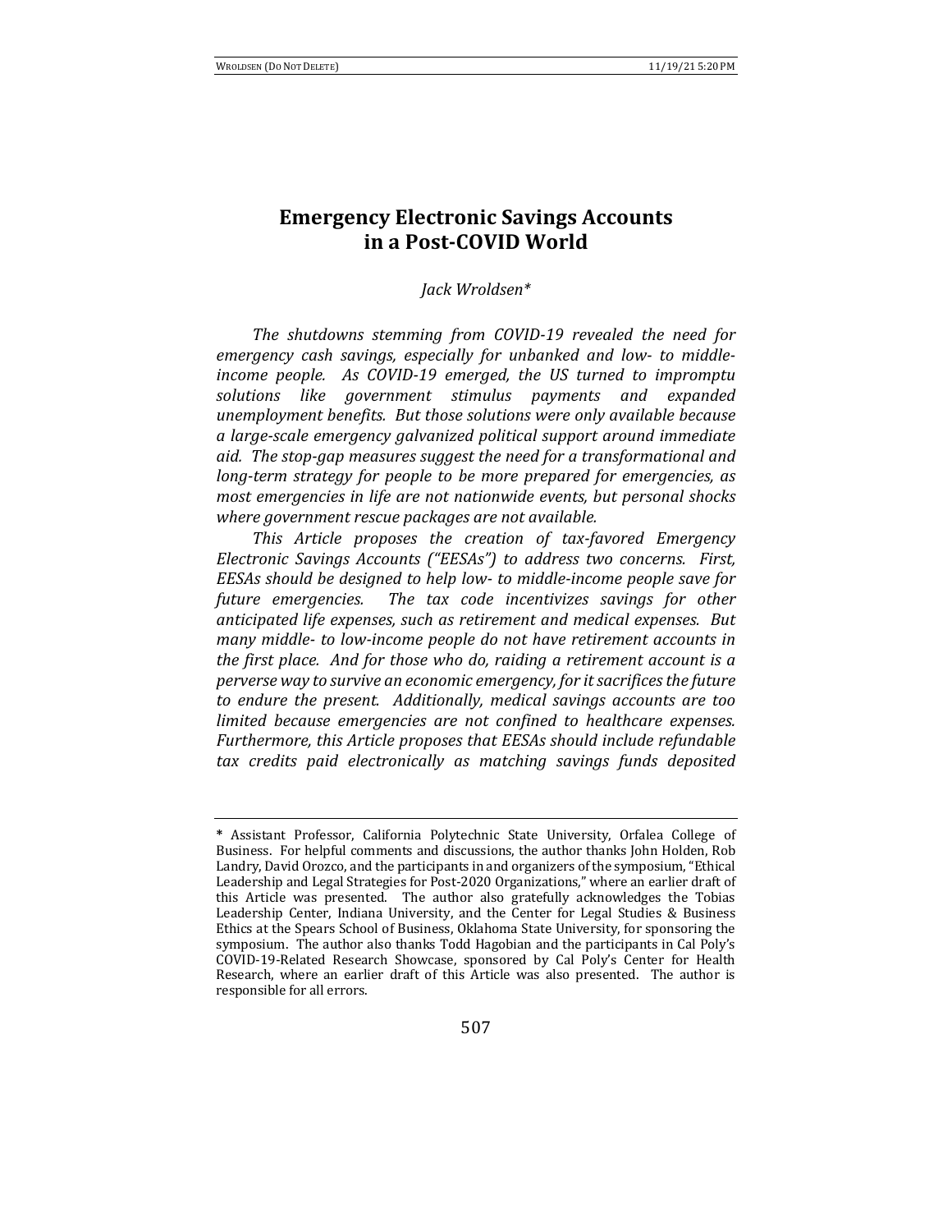# Emergency Electronic Savings Accounts in a Post-COVID World

*Jack Wroldsen**

*The shutdowns stemming from COVID-19 revealed the need for emergency cash savings, especially for unbanked and low- to middle-income people. As COVID-19 emerged, the US turned to impromptu solutions like government stimulus payments and expanded unemployment benefits. But those solutions were only available because a large-scale emergency galvanized political support around immediate aid. The stop-gap measures suggest the need for a transformational and long-term strategy for people to be more prepared for emergencies, as most emergencies in life are not nationwide events, but personal shocks where government rescue packages are not available.*

*This Article proposes the creation of tax-favored Emergency Electronic Savings Accounts ("EESAs") to address two concerns. First, EESAs should be designed to help low- to middle-income people save for future emergencies. The tax code incentivizes savings for other anticipated life expenses, such as retirement and medical expenses. But many middle- to low-income people do not have retirement accounts in the first place. And for those who do, raiding a retirement account is a perverse way to survive an economic emergency, for it sacrifices the future to endure the present. Additionally, medical savings accounts are too limited because emergencies are not confined to healthcare expenses. Furthermore, this Article proposes that EESAs should include refundable tax credits paid electronically as matching savings funds deposited*

---

\* Assistant Professor, California Polytechnic State University, Orfalea College of Business. For helpful comments and discussions, the author thanks John Holden, Rob Landry, David Orozco, and the participants in and organizers of the symposium, "Ethical Leadership and Legal Strategies for Post-2020 Organizations," where an earlier draft of this Article was presented. The author also gratefully acknowledges the Tobias Leadership Center, Indiana University, and the Center for Legal Studies & Business Ethics at the Spears School of Business, Oklahoma State University, for sponsoring the symposium. The author also thanks Todd Hagobian and the participants in Cal Poly's COVID-19-Related Research Showcase, sponsored by Cal Poly's Center for Health Research, where an earlier draft of this Article was also presented. The author is responsible for all errors.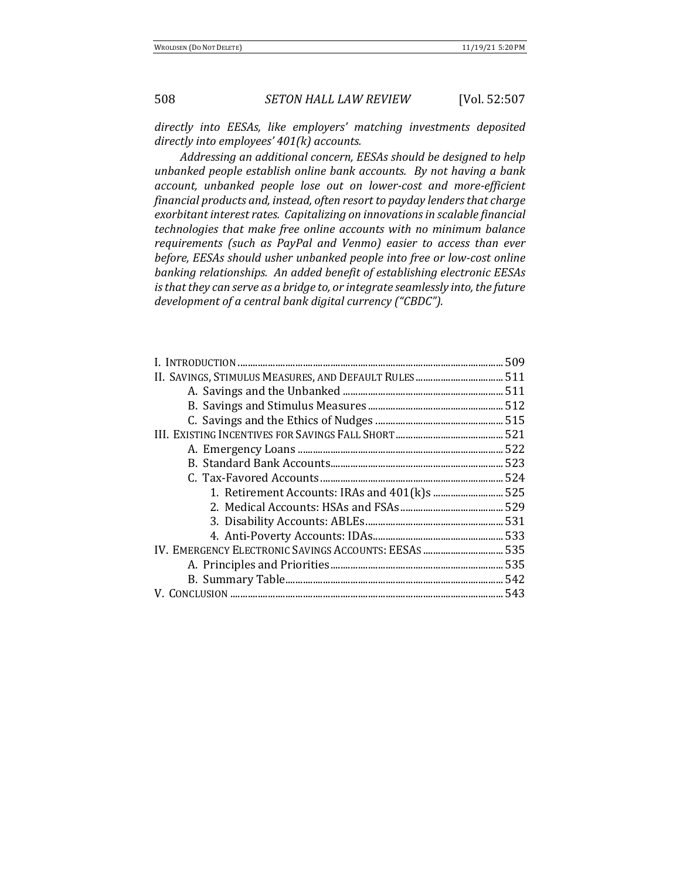*directly into EESAs, like employers' matching investments deposited directly into employees' 401(k) accounts.*

*Addressing an additional concern, EESAs should be designed to help unbanked people establish online bank accounts. By not having a bank account, unbanked people lose out on lower-cost and more-efficient financial products and, instead, often resort to payday lenders that charge exorbitant interest rates. Capitalizing on innovations in scalable financial technologies that make free online accounts with no minimum balance requirements (such as PayPal and Venmo) easier to access than ever before, EESAs should usher unbanked people into free or low-cost online banking relationships. An added benefit of establishing electronic EESAs is that they can serve as a bridge to, or integrate seamlessly into, the future development of a central bank digital currency ("CBDC").*

I. INTRODUCTION ........................................................ 509
II. SAVINGS, STIMULUS MEASURES, AND DEFAULT RULES ........................................................ 511
  A. Savings and the Unbanked ........................................................ 511
  B. Savings and Stimulus Measures ........................................................ 512
  C. Savings and the Ethics of Nudges ........................................................ 515
III. EXISTING INCENTIVES FOR SAVINGS FALL SHORT ........................................................ 521
  A. Emergency Loans ........................................................ 522
  B. Standard Bank Accounts ........................................................ 523
  C. Tax-Favored Accounts ........................................................ 524
    1. Retirement Accounts: IRAs and 401(k)s ........................................................ 525
    2. Medical Accounts: HSAs and FSAs ........................................................ 529
    3. Disability Accounts: ABLEs ........................................................ 531
    4. Anti-Poverty Accounts: IDAs ........................................................ 533
IV. EMERGENCY ELECTRONIC SAVINGS ACCOUNTS: EESAS ........................................................ 535
  A. Principles and Priorities ........................................................ 535
  B. Summary Table ........................................................ 542
V. CONCLUSION ........................................................ 543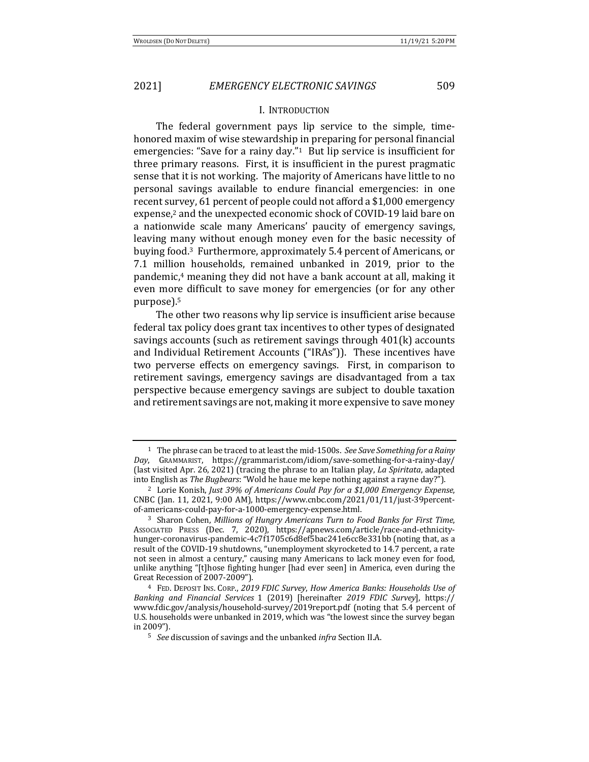## I. Introduction

The federal government pays lip service to the simple, time-honored maxim of wise stewardship in preparing for personal financial emergencies: "Save for a rainy day."[1] But lip service is insufficient for three primary reasons. First, it is insufficient in the purest pragmatic sense that it is not working. The majority of Americans have little to no personal savings available to endure financial emergencies: in one recent survey, 61 percent of people could not afford a $1,000 emergency expense,[2] and the unexpected economic shock of COVID-19 laid bare on a nationwide scale many Americans' paucity of emergency savings, leaving many without enough money even for the basic necessity of buying food.[3] Furthermore, approximately 5.4 percent of Americans, or 7.1 million households, remained unbanked in 2019, prior to the pandemic,[4] meaning they did not have a bank account at all, making it even more difficult to save money for emergencies (or for any other purpose).[5]

The other two reasons why lip service is insufficient arise because federal tax policy does grant tax incentives to other types of designated savings accounts (such as retirement savings through 401(k) accounts and Individual Retirement Accounts ("IRAs")). These incentives have two perverse effects on emergency savings. First, in comparison to retirement savings, emergency savings are disadvantaged from a tax perspective because emergency savings are subject to double taxation and retirement savings are not, making it more expensive to save money

---

[1] The phrase can be traced to at least the mid-1500s. *See Save Something for a Rainy Day*, Grammarist, https://grammarist.com/idiom/save-something-for-a-rainy-day/ (last visited Apr. 26, 2021) (tracing the phrase to an Italian play, *La Spiritata*, adapted into English as *The Bugbears*: "Wold he haue me kepe nothing against a rayne day?").

[2] Lorie Konish, *Just 39% of Americans Could Pay for a $1,000 Emergency Expense*, CNBC (Jan. 11, 2021, 9:00 AM), https://www.cnbc.com/2021/01/11/just-39percent-of-americans-could-pay-for-a-1000-emergency-expense.html.

[3] Sharon Cohen, *Millions of Hungry Americans Turn to Food Banks for First Time*, Associated Press (Dec. 7, 2020), https://apnews.com/article/race-and-ethnicity-hunger-coronavirus-pandemic-4c7f1705c6d8ef5bac241e6cc8e331bb (noting that, as a result of the COVID-19 shutdowns, "unemployment skyrocketed to 14.7 percent, a rate not seen in almost a century," causing many Americans to lack money even for food, unlike anything "[t]hose fighting hunger [had ever seen] in America, even during the Great Recession of 2007-2009").

[4] Fed. Deposit Ins. Corp., *2019 FDIC Survey, How America Banks: Households Use of Banking and Financial Services* 1 (2019) [hereinafter *2019 FDIC Survey*], https://www.fdic.gov/analysis/household-survey/2019report.pdf (noting that 5.4 percent of U.S. households were unbanked in 2019, which was "the lowest since the survey began in 2009").

[5] *See* discussion of savings and the unbanked *infra* Section II.A.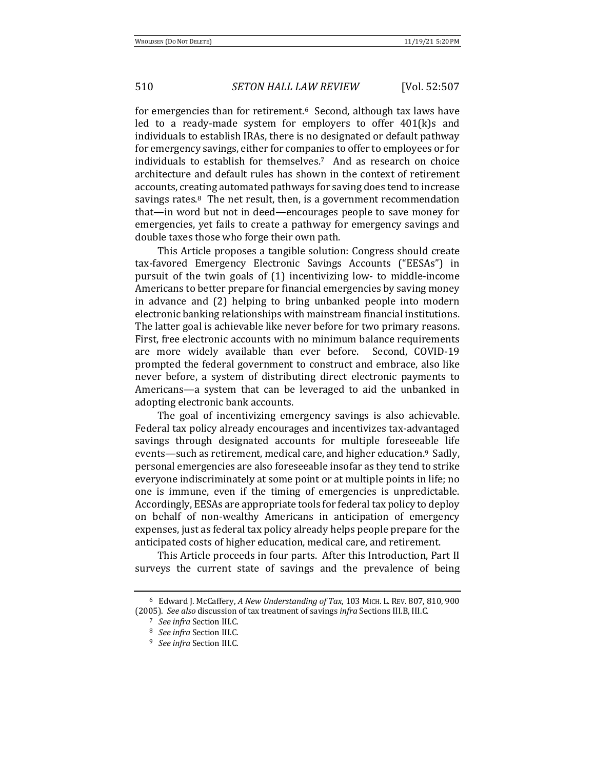for emergencies than for retirement.[6] Second, although tax laws have led to a ready-made system for employers to offer 401(k)s and individuals to establish IRAs, there is no designated or default pathway for emergency savings, either for companies to offer to employees or for individuals to establish for themselves.[7] And as research on choice architecture and default rules has shown in the context of retirement accounts, creating automated pathways for saving does tend to increase savings rates.[8] The net result, then, is a government recommendation that—in word but not in deed—encourages people to save money for emergencies, yet fails to create a pathway for emergency savings and double taxes those who forge their own path.

This Article proposes a tangible solution: Congress should create tax-favored Emergency Electronic Savings Accounts ("EESAs") in pursuit of the twin goals of (1) incentivizing low- to middle-income Americans to better prepare for financial emergencies by saving money in advance and (2) helping to bring unbanked people into modern electronic banking relationships with mainstream financial institutions. The latter goal is achievable like never before for two primary reasons. First, free electronic accounts with no minimum balance requirements are more widely available than ever before. Second, COVID-19 prompted the federal government to construct and embrace, also like never before, a system of distributing direct electronic payments to Americans—a system that can be leveraged to aid the unbanked in adopting electronic bank accounts.

The goal of incentivizing emergency savings is also achievable. Federal tax policy already encourages and incentivizes tax-advantaged savings through designated accounts for multiple foreseeable life events—such as retirement, medical care, and higher education.[9] Sadly, personal emergencies are also foreseeable insofar as they tend to strike everyone indiscriminately at some point or at multiple points in life; no one is immune, even if the timing of emergencies is unpredictable. Accordingly, EESAs are appropriate tools for federal tax policy to deploy on behalf of non-wealthy Americans in anticipation of emergency expenses, just as federal tax policy already helps people prepare for the anticipated costs of higher education, medical care, and retirement.

This Article proceeds in four parts. After this Introduction, Part II surveys the current state of savings and the prevalence of being

---

[6] Edward J. McCaffery, *A New Understanding of Tax*, 103 MICH. L. REV. 807, 810, 900 (2005). *See also* discussion of tax treatment of savings *infra* Sections III.B, III.C.

[7] *See infra* Section III.C.

[8] *See infra* Section III.C.

[9] *See infra* Section III.C.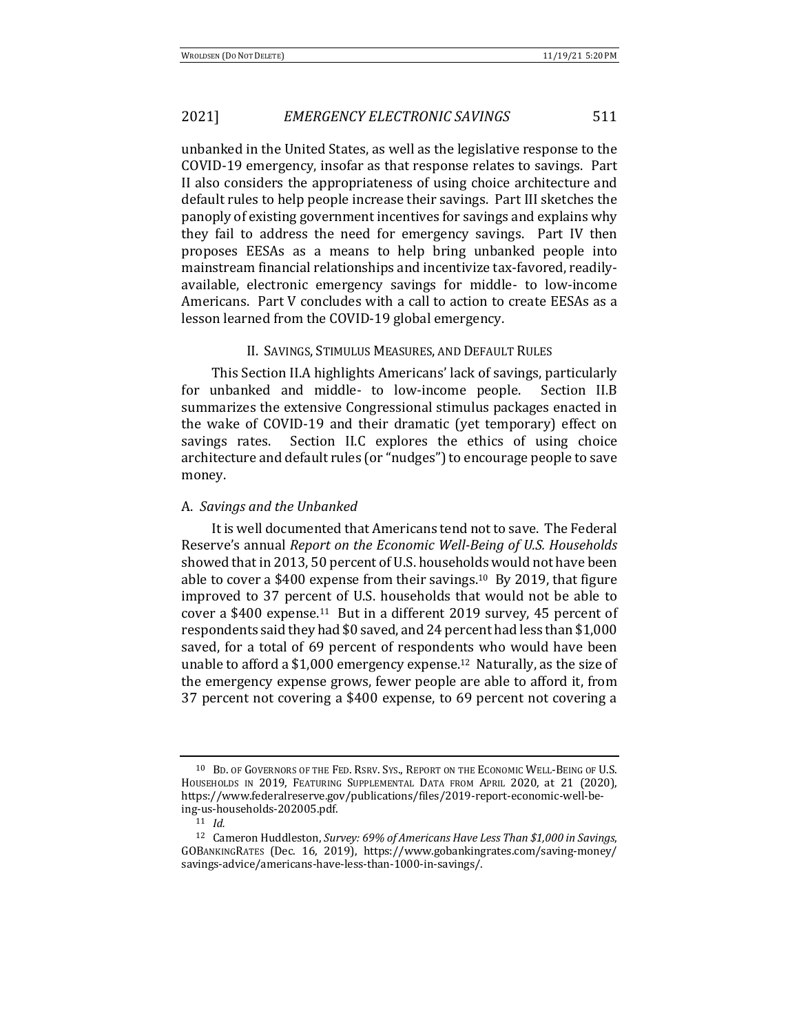unbanked in the United States, as well as the legislative response to the COVID-19 emergency, insofar as that response relates to savings. Part II also considers the appropriateness of using choice architecture and default rules to help people increase their savings. Part III sketches the panoply of existing government incentives for savings and explains why they fail to address the need for emergency savings. Part IV then proposes EESAs as a means to help bring unbanked people into mainstream financial relationships and incentivize tax-favored, readily-available, electronic emergency savings for middle- to low-income Americans. Part V concludes with a call to action to create EESAs as a lesson learned from the COVID-19 global emergency.

## II. Savings, Stimulus Measures, and Default Rules

This Section II.A highlights Americans' lack of savings, particularly for unbanked and middle- to low-income people. Section II.B summarizes the extensive Congressional stimulus packages enacted in the wake of COVID-19 and their dramatic (yet temporary) effect on savings rates. Section II.C explores the ethics of using choice architecture and default rules (or "nudges") to encourage people to save money.

### A. *Savings and the Unbanked*

It is well documented that Americans tend not to save. The Federal Reserve's annual *Report on the Economic Well-Being of U.S. Households* showed that in 2013, 50 percent of U.S. households would not have been able to cover a $400 expense from their savings.[10] By 2019, that figure improved to 37 percent of U.S. households that would not be able to cover a $400 expense.[11] But in a different 2019 survey, 45 percent of respondents said they had $0 saved, and 24 percent had less than $1,000 saved, for a total of 69 percent of respondents who would have been unable to afford a $1,000 emergency expense.[12] Naturally, as the size of the emergency expense grows, fewer people are able to afford it, from 37 percent not covering a $400 expense, to 69 percent not covering a

---

[10] Bd. of Governors of the Fed. Rsrv. Sys., Report on the Economic Well-Being of U.S. Households in 2019, Featuring Supplemental Data from April 2020, at 21 (2020), https://www.federalreserve.gov/publications/files/2019-report-economic-well-being-us-households-202005.pdf.

[11] *Id.*

[12] Cameron Huddleston, *Survey: 69% of Americans Have Less Than $1,000 in Savings*, GOBankingRates (Dec. 16, 2019), https://www.gobankingrates.com/saving-money/savings-advice/americans-have-less-than-1000-in-savings/.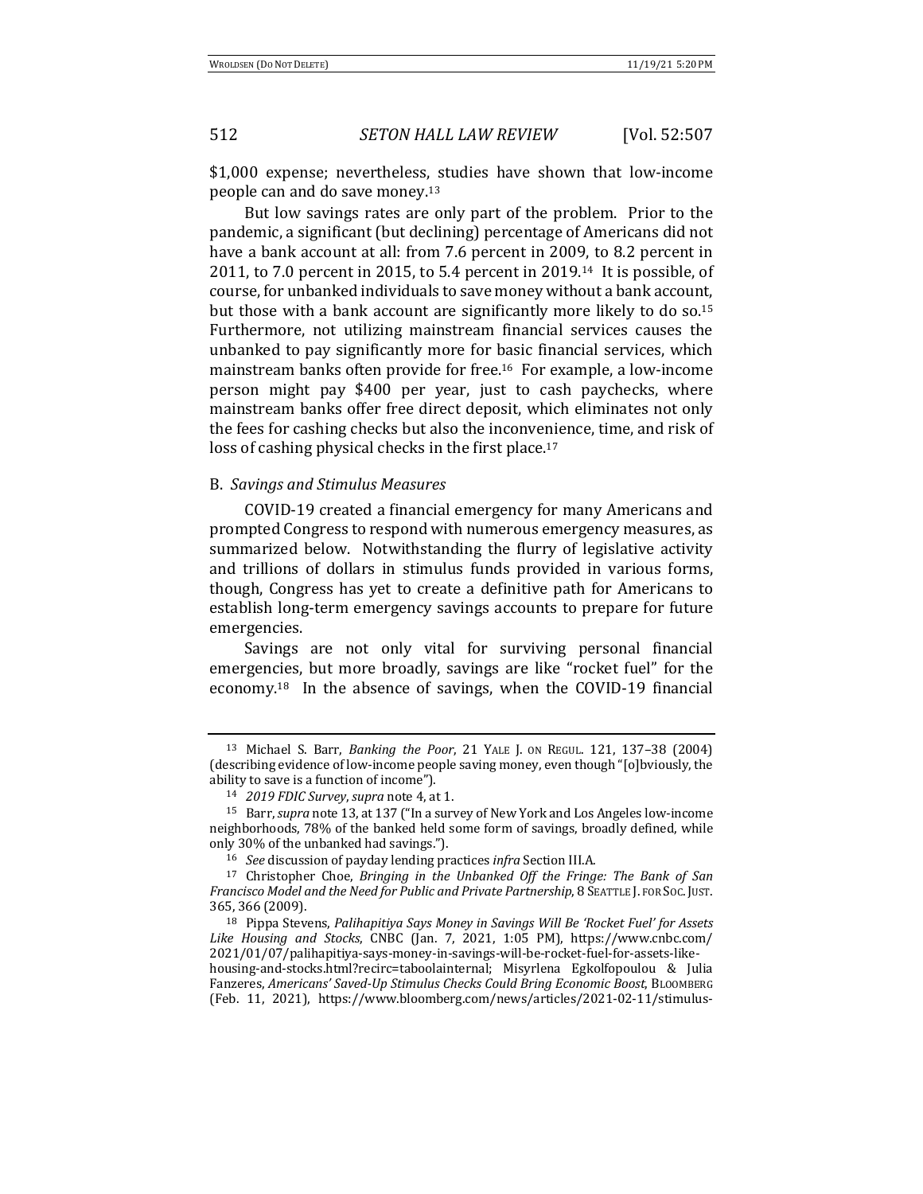$1,000 expense; nevertheless, studies have shown that low-income people can and do save money.[13]

But low savings rates are only part of the problem. Prior to the pandemic, a significant (but declining) percentage of Americans did not have a bank account at all: from 7.6 percent in 2009, to 8.2 percent in 2011, to 7.0 percent in 2015, to 5.4 percent in 2019.[14] It is possible, of course, for unbanked individuals to save money without a bank account, but those with a bank account are significantly more likely to do so.[15] Furthermore, not utilizing mainstream financial services causes the unbanked to pay significantly more for basic financial services, which mainstream banks often provide for free.[16] For example, a low-income person might pay $400 per year, just to cash paychecks, where mainstream banks offer free direct deposit, which eliminates not only the fees for cashing checks but also the inconvenience, time, and risk of loss of cashing physical checks in the first place.[17]

### B. *Savings and Stimulus Measures*

COVID-19 created a financial emergency for many Americans and prompted Congress to respond with numerous emergency measures, as summarized below. Notwithstanding the flurry of legislative activity and trillions of dollars in stimulus funds provided in various forms, though, Congress has yet to create a definitive path for Americans to establish long-term emergency savings accounts to prepare for future emergencies.

Savings are not only vital for surviving personal financial emergencies, but more broadly, savings are like "rocket fuel" for the economy.[18] In the absence of savings, when the COVID-19 financial

---

[13] Michael S. Barr, *Banking the Poor*, 21 YALE J. ON REGUL. 121, 137–38 (2004) (describing evidence of low-income people saving money, even though "[o]bviously, the ability to save is a function of income").

[14] *2019 FDIC Survey*, *supra* note 4, at 1.

[15] Barr, *supra* note 13, at 137 ("In a survey of New York and Los Angeles low-income neighborhoods, 78% of the banked held some form of savings, broadly defined, while only 30% of the unbanked had savings.").

[16] *See* discussion of payday lending practices *infra* Section III.A.

[17] Christopher Choe, *Bringing in the Unbanked Off the Fringe: The Bank of San Francisco Model and the Need for Public and Private Partnership*, 8 SEATTLE J. FOR SOC. JUST. 365, 366 (2009).

[18] Pippa Stevens, *Palihapitiya Says Money in Savings Will Be 'Rocket Fuel' for Assets Like Housing and Stocks*, CNBC (Jan. 7, 2021, 1:05 PM), https://www.cnbc.com/2021/01/07/palihapitiya-says-money-in-savings-will-be-rocket-fuel-for-assets-like-housing-and-stocks.html?recirc=taboolainternal; Misyrlena Egkolfopoulou & Julia Fanzeres, *Americans' Saved-Up Stimulus Checks Could Bring Economic Boost*, BLOOMBERG (Feb. 11, 2021), https://www.bloomberg.com/news/articles/2021-02-11/stimulus-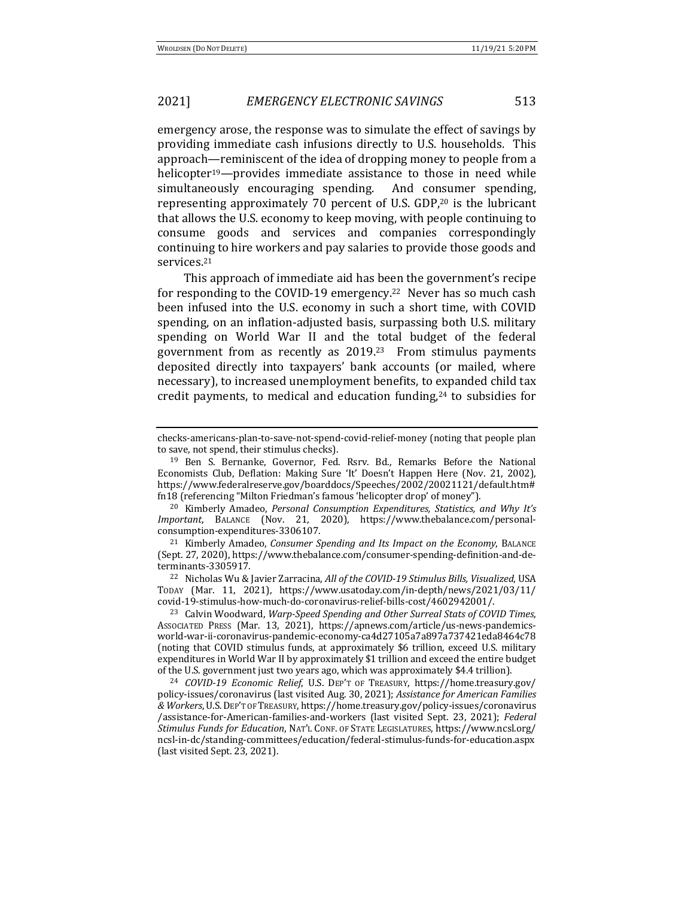emergency arose, the response was to simulate the effect of savings by providing immediate cash infusions directly to U.S. households. This approach—reminiscent of the idea of dropping money to people from a helicopter[19]—provides immediate assistance to those in need while simultaneously encouraging spending. And consumer spending, representing approximately 70 percent of U.S. GDP,[20] is the lubricant that allows the U.S. economy to keep moving, with people continuing to consume goods and services and companies correspondingly continuing to hire workers and pay salaries to provide those goods and services.[21]

This approach of immediate aid has been the government's recipe for responding to the COVID-19 emergency.[22] Never has so much cash been infused into the U.S. economy in such a short time, with COVID spending, on an inflation-adjusted basis, surpassing both U.S. military spending on World War II and the total budget of the federal government from as recently as 2019.[23] From stimulus payments deposited directly into taxpayers' bank accounts (or mailed, where necessary), to increased unemployment benefits, to expanded child tax credit payments, to medical and education funding,[24] to subsidies for

---

checks-americans-plan-to-save-not-spend-covid-relief-money (noting that people plan to save, not spend, their stimulus checks).

[19] Ben S. Bernanke, Governor, Fed. Rsrv. Bd., Remarks Before the National Economists Club, Deflation: Making Sure 'It' Doesn't Happen Here (Nov. 21, 2002), https://www.federalreserve.gov/boarddocs/Speeches/2002/20021121/default.htm#fn18 (referencing "Milton Friedman's famous 'helicopter drop' of money").

[20] Kimberly Amadeo, *Personal Consumption Expenditures, Statistics, and Why It's Important*, BALANCE (Nov. 21, 2020), https://www.thebalance.com/personal-consumption-expenditures-3306107.

[21] Kimberly Amadeo, *Consumer Spending and Its Impact on the Economy*, BALANCE (Sept. 27, 2020), https://www.thebalance.com/consumer-spending-definition-and-determinants-3305917.

[22] Nicholas Wu & Javier Zarracina, *All of the COVID-19 Stimulus Bills, Visualized*, USA TODAY (Mar. 11, 2021), https://www.usatoday.com/in-depth/news/2021/03/11/covid-19-stimulus-how-much-do-coronavirus-relief-bills-cost/4602942001/.

[23] Calvin Woodward, *Warp-Speed Spending and Other Surreal Stats of COVID Times*, ASSOCIATED PRESS (Mar. 13, 2021), https://apnews.com/article/us-news-pandemics-world-war-ii-coronavirus-pandemic-economy-ca4d27105a7a897a737421eda8464c78 (noting that COVID stimulus funds, at approximately $6 trillion, exceed U.S. military expenditures in World War II by approximately $1 trillion and exceed the entire budget of the U.S. government just two years ago, which was approximately $4.4 trillion).

[24] *COVID-19 Economic Relief*, U.S. DEP'T OF TREASURY, https://home.treasury.gov/policy-issues/coronavirus (last visited Aug. 30, 2021); *Assistance for American Families & Workers*, U.S. DEP'T OF TREASURY, https://home.treasury.gov/policy-issues/coronavirus/assistance-for-American-families-and-workers (last visited Sept. 23, 2021); *Federal Stimulus Funds for Education*, NAT'L CONF. OF STATE LEGISLATURES, https://www.ncsl.org/ncsl-in-dc/standing-committees/education/federal-stimulus-funds-for-education.aspx (last visited Sept. 23, 2021).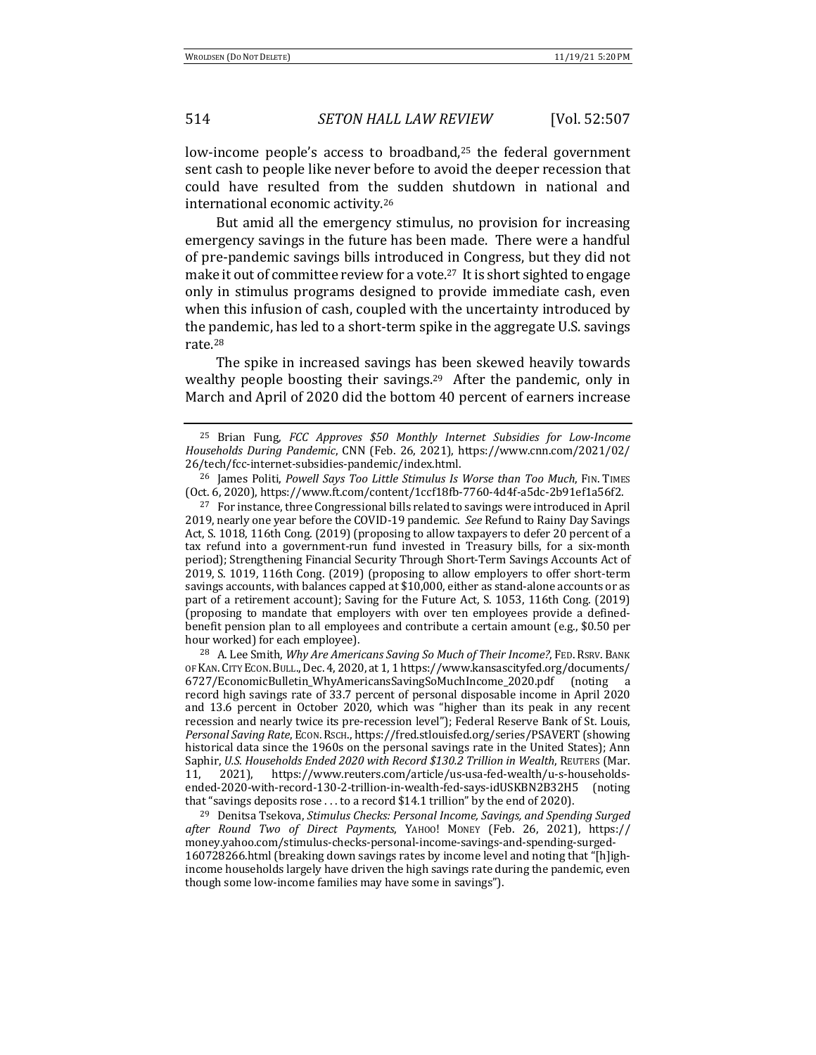low-income people's access to broadband,[25] the federal government sent cash to people like never before to avoid the deeper recession that could have resulted from the sudden shutdown in national and international economic activity.[26]

But amid all the emergency stimulus, no provision for increasing emergency savings in the future has been made. There were a handful of pre-pandemic savings bills introduced in Congress, but they did not make it out of committee review for a vote.[27] It is short sighted to engage only in stimulus programs designed to provide immediate cash, even when this infusion of cash, coupled with the uncertainty introduced by the pandemic, has led to a short-term spike in the aggregate U.S. savings rate.[28]

The spike in increased savings has been skewed heavily towards wealthy people boosting their savings.[29] After the pandemic, only in March and April of 2020 did the bottom 40 percent of earners increase

---

[25] Brian Fung, *FCC Approves $50 Monthly Internet Subsidies for Low-Income Households During Pandemic*, CNN (Feb. 26, 2021), https://www.cnn.com/2021/02/26/tech/fcc-internet-subsidies-pandemic/index.html.

[26] James Politi, *Powell Says Too Little Stimulus Is Worse than Too Much*, FIN. TIMES (Oct. 6, 2020), https://www.ft.com/content/1ccf18fb-7760-4d4f-a5dc-2b91ef1a56f2.

[27] For instance, three Congressional bills related to savings were introduced in April 2019, nearly one year before the COVID-19 pandemic. *See* Refund to Rainy Day Savings Act, S. 1018, 116th Cong. (2019) (proposing to allow taxpayers to defer 20 percent of a tax refund into a government-run fund invested in Treasury bills, for a six-month period); Strengthening Financial Security Through Short-Term Savings Accounts Act of 2019, S. 1019, 116th Cong. (2019) (proposing to allow employers to offer short-term savings accounts, with balances capped at $10,000, either as stand-alone accounts or as part of a retirement account); Saving for the Future Act, S. 1053, 116th Cong. (2019) (proposing to mandate that employers with over ten employees provide a defined-benefit pension plan to all employees and contribute a certain amount (e.g., $0.50 per hour worked) for each employee).

[28] A. Lee Smith, *Why Are Americans Saving So Much of Their Income?*, FED. RSRV. BANK OF KAN. CITY ECON. BULL., Dec. 4, 2020, at 1, 1 https://www.kansascityfed.org/documents/6727/EconomicBulletin_WhyAmericansSavingSoMuchIncome_2020.pdf (noting a record high savings rate of 33.7 percent of personal disposable income in April 2020 and 13.6 percent in October 2020, which was "higher than its peak in any recent recession and nearly twice its pre-recession level"); Federal Reserve Bank of St. Louis, *Personal Saving Rate*, ECON. RSCH., https://fred.stlouisfed.org/series/PSAVERT (showing historical data since the 1960s on the personal savings rate in the United States); Ann Saphir, *U.S. Households Ended 2020 with Record $130.2 Trillion in Wealth*, REUTERS (Mar. 11, 2021), https://www.reuters.com/article/us-usa-fed-wealth/u-s-households-ended-2020-with-record-130-2-trillion-in-wealth-fed-says-idUSKBN2B32H5 (noting that "savings deposits rose . . . to a record $14.1 trillion" by the end of 2020).

[29] Denitsa Tsekova, *Stimulus Checks: Personal Income, Savings, and Spending Surged after Round Two of Direct Payments*, YAHOO! MONEY (Feb. 26, 2021), https://money.yahoo.com/stimulus-checks-personal-income-savings-and-spending-surged-160728266.html (breaking down savings rates by income level and noting that "[h]igh-income households largely have driven the high savings rate during the pandemic, even though some low-income families may have some in savings").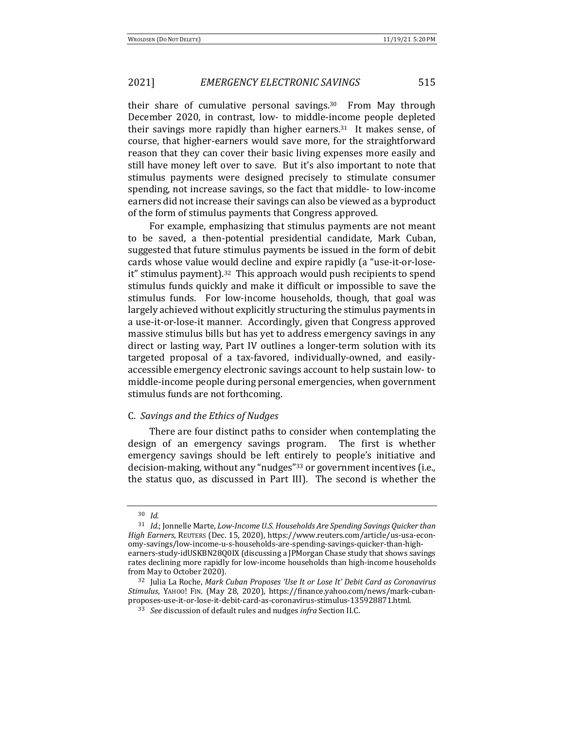their share of cumulative personal savings.[30] From May through December 2020, in contrast, low- to middle-income people depleted their savings more rapidly than higher earners.[31] It makes sense, of course, that higher-earners would save more, for the straightforward reason that they can cover their basic living expenses more easily and still have money left over to save. But it's also important to note that stimulus payments were designed precisely to stimulate consumer spending, not increase savings, so the fact that middle- to low-income earners did not increase their savings can also be viewed as a byproduct of the form of stimulus payments that Congress approved.

For example, emphasizing that stimulus payments are not meant to be saved, a then-potential presidential candidate, Mark Cuban, suggested that future stimulus payments be issued in the form of debit cards whose value would decline and expire rapidly (a "use-it-or-lose-it" stimulus payment).[32] This approach would push recipients to spend stimulus funds quickly and make it difficult or impossible to save the stimulus funds. For low-income households, though, that goal was largely achieved without explicitly structuring the stimulus payments in a use-it-or-lose-it manner. Accordingly, given that Congress approved massive stimulus bills but has yet to address emergency savings in any direct or lasting way, Part IV outlines a longer-term solution with its targeted proposal of a tax-favored, individually-owned, and easily-accessible emergency electronic savings account to help sustain low- to middle-income people during personal emergencies, when government stimulus funds are not forthcoming.

### C. *Savings and the Ethics of Nudges*

There are four distinct paths to consider when contemplating the design of an emergency savings program. The first is whether emergency savings should be left entirely to people's initiative and decision-making, without any "nudges"[33] or government incentives (i.e., the status quo, as discussed in Part III). The second is whether the

---

[30] *Id.*

[31] *Id.*; Jonnelle Marte, *Low-Income U.S. Households Are Spending Savings Quicker than High Earners*, REUTERS (Dec. 15, 2020), https://www.reuters.com/article/us-usa-economy-savings/low-income-u-s-households-are-spending-savings-quicker-than-high-earners-study-idUSKBN28Q0IX (discussing a JPMorgan Chase study that shows savings rates declining more rapidly for low-income households than high-income households from May to October 2020).

[32] Julia La Roche, *Mark Cuban Proposes 'Use It or Lose It' Debit Card as Coronavirus Stimulus*, YAHOO! FIN. (May 28, 2020), https://finance.yahoo.com/news/mark-cuban-proposes-use-it-or-lose-it-debit-card-as-coronavirus-stimulus-135928871.html.

[33] *See* discussion of default rules and nudges *infra* Section II.C.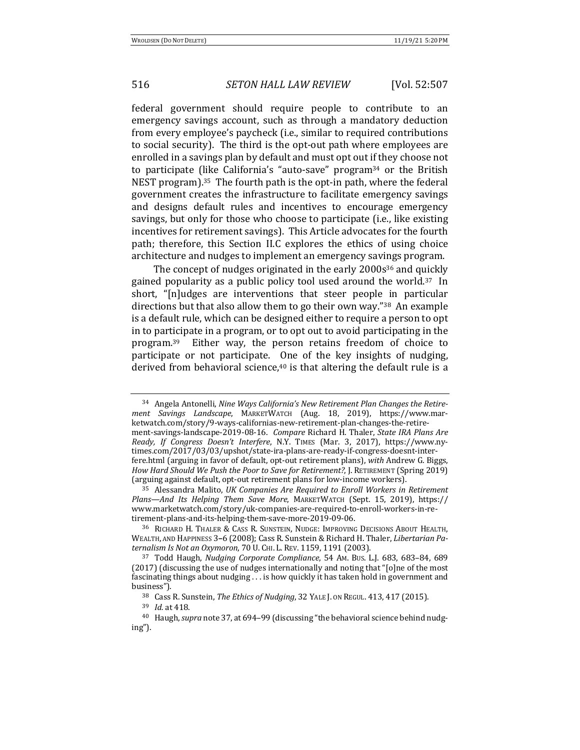federal government should require people to contribute to an emergency savings account, such as through a mandatory deduction from every employee's paycheck (i.e., similar to required contributions to social security). The third is the opt-out path where employees are enrolled in a savings plan by default and must opt out if they choose not to participate (like California's "auto-save" program[34] or the British NEST program).[35] The fourth path is the opt-in path, where the federal government creates the infrastructure to facilitate emergency savings and designs default rules and incentives to encourage emergency savings, but only for those who choose to participate (i.e., like existing incentives for retirement savings). This Article advocates for the fourth path; therefore, this Section II.C explores the ethics of using choice architecture and nudges to implement an emergency savings program.

The concept of nudges originated in the early 2000s[36] and quickly gained popularity as a public policy tool used around the world.[37] In short, "[n]udges are interventions that steer people in particular directions but that also allow them to go their own way."[38] An example is a default rule, which can be designed either to require a person to opt in to participate in a program, or to opt out to avoid participating in the program.[39] Either way, the person retains freedom of choice to participate or not participate. One of the key insights of nudging, derived from behavioral science,[40] is that altering the default rule is a

---

[34] Angela Antonelli, *Nine Ways California's New Retirement Plan Changes the Retirement Savings Landscape*, MARKETWATCH (Aug. 18, 2019), https://www.marketwatch.com/story/9-ways-californias-new-retirement-plan-changes-the-retirement-savings-landscape-2019-08-16. *Compare* Richard H. Thaler, *State IRA Plans Are Ready, If Congress Doesn't Interfere*, N.Y. TIMES (Mar. 3, 2017), https://www.nytimes.com/2017/03/03/upshot/state-ira-plans-are-ready-if-congress-doesnt-interfere.html (arguing in favor of default, opt-out retirement plans), *with* Andrew G. Biggs, *How Hard Should We Push the Poor to Save for Retirement?*, J. RETIREMENT (Spring 2019) (arguing against default, opt-out retirement plans for low-income workers).

[35] Alessandra Malito, *UK Companies Are Required to Enroll Workers in Retirement Plans—And Its Helping Them Save More*, MARKETWATCH (Sept. 15, 2019), https://www.marketwatch.com/story/uk-companies-are-required-to-enroll-workers-in-retirement-plans-and-its-helping-them-save-more-2019-09-06.

[36] RICHARD H. THALER & CASS R. SUNSTEIN, NUDGE: IMPROVING DECISIONS ABOUT HEALTH, WEALTH, AND HAPPINESS 3–6 (2008); Cass R. Sunstein & Richard H. Thaler, *Libertarian Paternalism Is Not an Oxymoron*, 70 U. CHI. L. REV. 1159, 1191 (2003).

[37] Todd Haugh, *Nudging Corporate Compliance*, 54 AM. BUS. L.J. 683, 683–84, 689 (2017) (discussing the use of nudges internationally and noting that "[o]ne of the most fascinating things about nudging . . . is how quickly it has taken hold in government and business").

[38] Cass R. Sunstein, *The Ethics of Nudging*, 32 YALE J. ON REGUL. 413, 417 (2015).

[39] *Id.* at 418.

[40] Haugh, *supra* note 37, at 694–99 (discussing "the behavioral science behind nudging").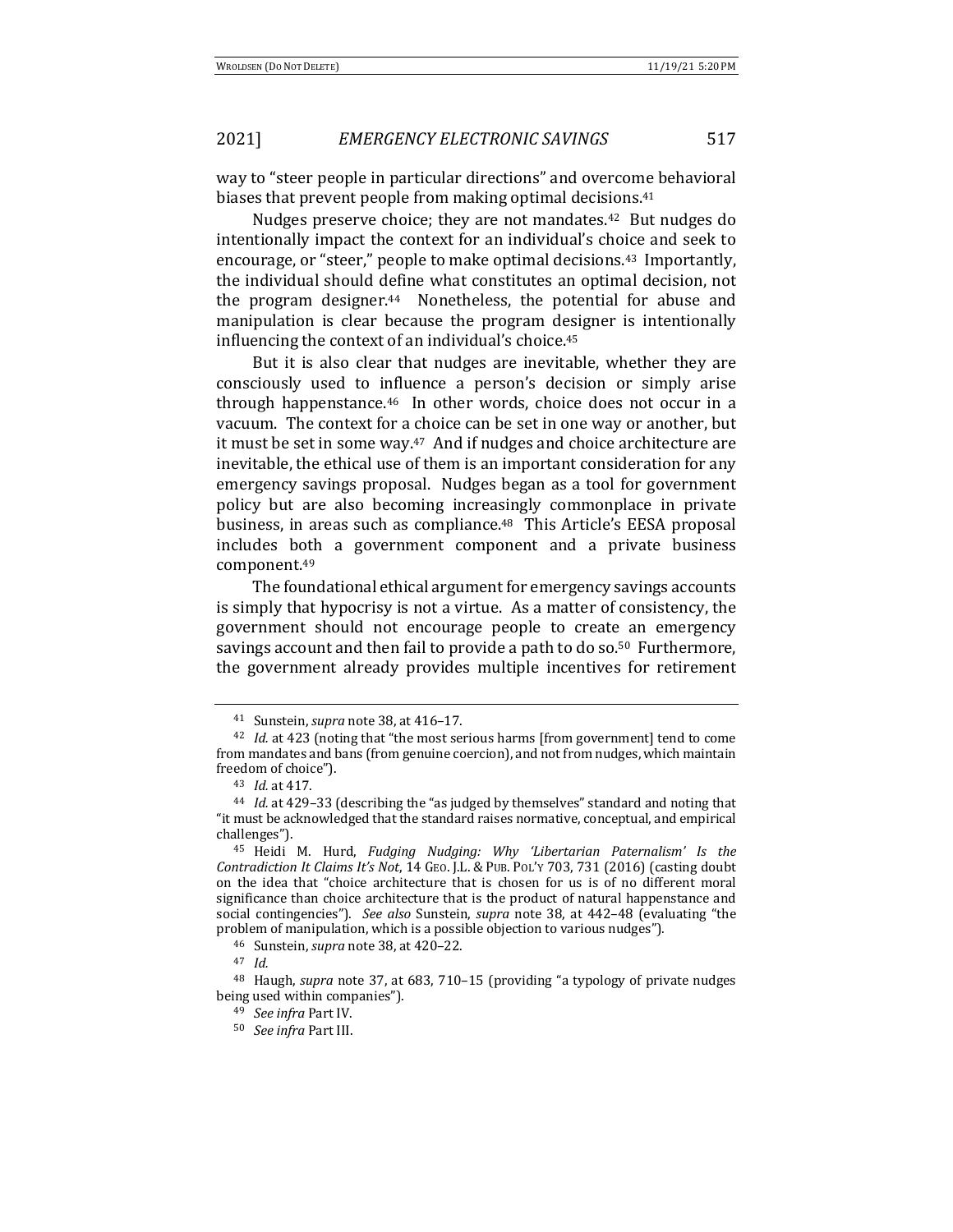way to "steer people in particular directions" and overcome behavioral biases that prevent people from making optimal decisions.[41]

Nudges preserve choice; they are not mandates.[42] But nudges do intentionally impact the context for an individual's choice and seek to encourage, or "steer," people to make optimal decisions.[43] Importantly, the individual should define what constitutes an optimal decision, not the program designer.[44] Nonetheless, the potential for abuse and manipulation is clear because the program designer is intentionally influencing the context of an individual's choice.[45]

But it is also clear that nudges are inevitable, whether they are consciously used to influence a person's decision or simply arise through happenstance.[46] In other words, choice does not occur in a vacuum. The context for a choice can be set in one way or another, but it must be set in some way.[47] And if nudges and choice architecture are inevitable, the ethical use of them is an important consideration for any emergency savings proposal. Nudges began as a tool for government policy but are also becoming increasingly commonplace in private business, in areas such as compliance.[48] This Article's EESA proposal includes both a government component and a private business component.[49]

The foundational ethical argument for emergency savings accounts is simply that hypocrisy is not a virtue. As a matter of consistency, the government should not encourage people to create an emergency savings account and then fail to provide a path to do so.[50] Furthermore, the government already provides multiple incentives for retirement

---

[41] Sunstein, *supra* note 38, at 416–17.

[42] *Id.* at 423 (noting that "the most serious harms [from government] tend to come from mandates and bans (from genuine coercion), and not from nudges, which maintain freedom of choice").

[43] *Id.* at 417.

[44] *Id.* at 429–33 (describing the "as judged by themselves" standard and noting that "it must be acknowledged that the standard raises normative, conceptual, and empirical challenges").

[45] Heidi M. Hurd, *Fudging Nudging: Why 'Libertarian Paternalism' Is the Contradiction It Claims It's Not*, 14 GEO. J.L. & PUB. POL'Y 703, 731 (2016) (casting doubt on the idea that "choice architecture that is chosen for us is of no different moral significance than choice architecture that is the product of natural happenstance and social contingencies"). *See also* Sunstein, *supra* note 38, at 442–48 (evaluating "the problem of manipulation, which is a possible objection to various nudges").

[46] Sunstein, *supra* note 38, at 420–22.

[47] *Id.*

[48] Haugh, *supra* note 37, at 683, 710–15 (providing "a typology of private nudges being used within companies").

[49] *See infra* Part IV.

[50] *See infra* Part III.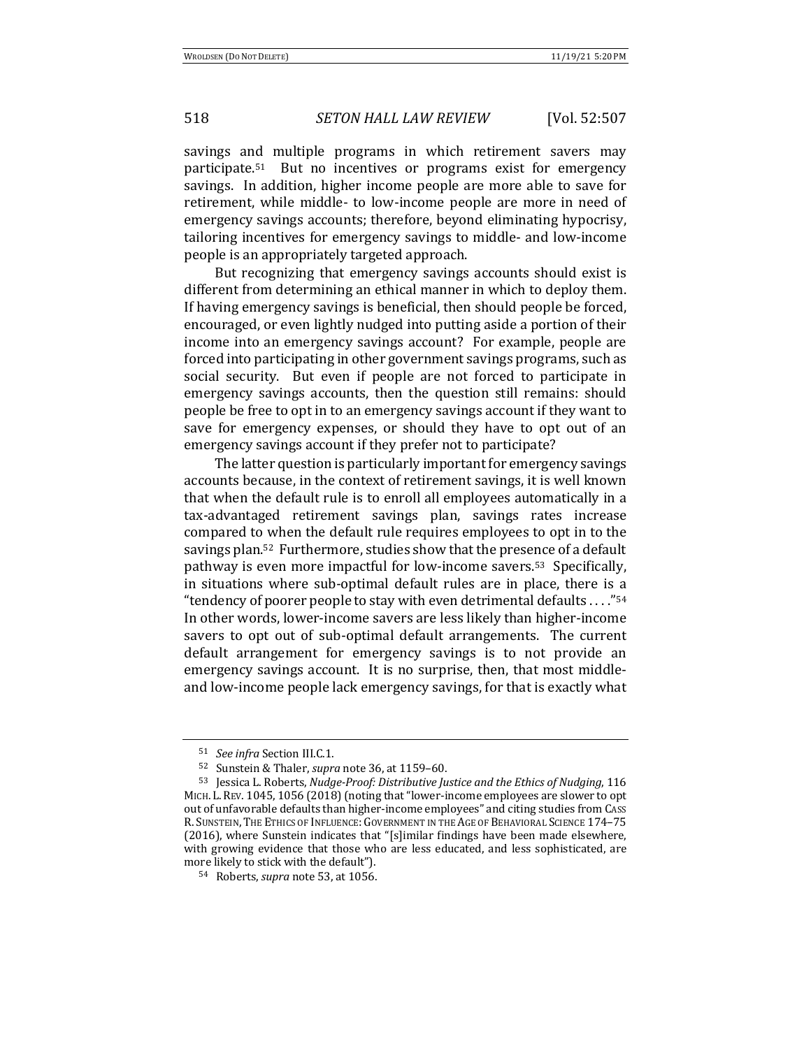savings and multiple programs in which retirement savers may participate.[51] But no incentives or programs exist for emergency savings. In addition, higher income people are more able to save for retirement, while middle- to low-income people are more in need of emergency savings accounts; therefore, beyond eliminating hypocrisy, tailoring incentives for emergency savings to middle- and low-income people is an appropriately targeted approach.

But recognizing that emergency savings accounts should exist is different from determining an ethical manner in which to deploy them. If having emergency savings is beneficial, then should people be forced, encouraged, or even lightly nudged into putting aside a portion of their income into an emergency savings account? For example, people are forced into participating in other government savings programs, such as social security. But even if people are not forced to participate in emergency savings accounts, then the question still remains: should people be free to opt in to an emergency savings account if they want to save for emergency expenses, or should they have to opt out of an emergency savings account if they prefer not to participate?

The latter question is particularly important for emergency savings accounts because, in the context of retirement savings, it is well known that when the default rule is to enroll all employees automatically in a tax-advantaged retirement savings plan, savings rates increase compared to when the default rule requires employees to opt in to the savings plan.[52] Furthermore, studies show that the presence of a default pathway is even more impactful for low-income savers.[53] Specifically, in situations where sub-optimal default rules are in place, there is a "tendency of poorer people to stay with even detrimental defaults . . . ."[54] In other words, lower-income savers are less likely than higher-income savers to opt out of sub-optimal default arrangements. The current default arrangement for emergency savings is to not provide an emergency savings account. It is no surprise, then, that most middle- and low-income people lack emergency savings, for that is exactly what

---

[51] *See infra* Section III.C.1.

[52] Sunstein & Thaler, *supra* note 36, at 1159–60.

[53] Jessica L. Roberts, *Nudge-Proof: Distributive Justice and the Ethics of Nudging*, 116 MICH. L. REV. 1045, 1056 (2018) (noting that "lower-income employees are slower to opt out of unfavorable defaults than higher-income employees" and citing studies from CASS R. SUNSTEIN, THE ETHICS OF INFLUENCE: GOVERNMENT IN THE AGE OF BEHAVIORAL SCIENCE 174–75 (2016), where Sunstein indicates that "[s]imilar findings have been made elsewhere, with growing evidence that those who are less educated, and less sophisticated, are more likely to stick with the default").

[54] Roberts, *supra* note 53, at 1056.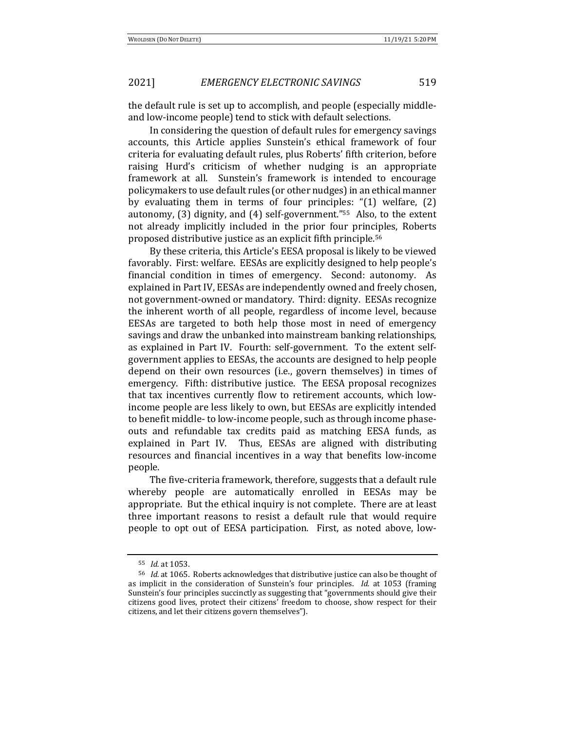the default rule is set up to accomplish, and people (especially middle- and low-income people) tend to stick with default selections.

In considering the question of default rules for emergency savings accounts, this Article applies Sunstein's ethical framework of four criteria for evaluating default rules, plus Roberts' fifth criterion, before raising Hurd's criticism of whether nudging is an appropriate framework at all. Sunstein's framework is intended to encourage policymakers to use default rules (or other nudges) in an ethical manner by evaluating them in terms of four principles: "(1) welfare, (2) autonomy, (3) dignity, and (4) self-government."[55] Also, to the extent not already implicitly included in the prior four principles, Roberts proposed distributive justice as an explicit fifth principle.[56]

By these criteria, this Article's EESA proposal is likely to be viewed favorably. First: welfare. EESAs are explicitly designed to help people's financial condition in times of emergency. Second: autonomy. As explained in Part IV, EESAs are independently owned and freely chosen, not government-owned or mandatory. Third: dignity. EESAs recognize the inherent worth of all people, regardless of income level, because EESAs are targeted to both help those most in need of emergency savings and draw the unbanked into mainstream banking relationships, as explained in Part IV. Fourth: self-government. To the extent self-government applies to EESAs, the accounts are designed to help people depend on their own resources (i.e., govern themselves) in times of emergency. Fifth: distributive justice. The EESA proposal recognizes that tax incentives currently flow to retirement accounts, which low-income people are less likely to own, but EESAs are explicitly intended to benefit middle- to low-income people, such as through income phase-outs and refundable tax credits paid as matching EESA funds, as explained in Part IV. Thus, EESAs are aligned with distributing resources and financial incentives in a way that benefits low-income people.

The five-criteria framework, therefore, suggests that a default rule whereby people are automatically enrolled in EESAs may be appropriate. But the ethical inquiry is not complete. There are at least three important reasons to resist a default rule that would require people to opt out of EESA participation. First, as noted above, low-

---

[55] *Id.* at 1053.

[56] *Id.* at 1065. Roberts acknowledges that distributive justice can also be thought of as implicit in the consideration of Sunstein's four principles. *Id.* at 1053 (framing Sunstein's four principles succinctly as suggesting that "governments should give their citizens good lives, protect their citizens' freedom to choose, show respect for their citizens, and let their citizens govern themselves").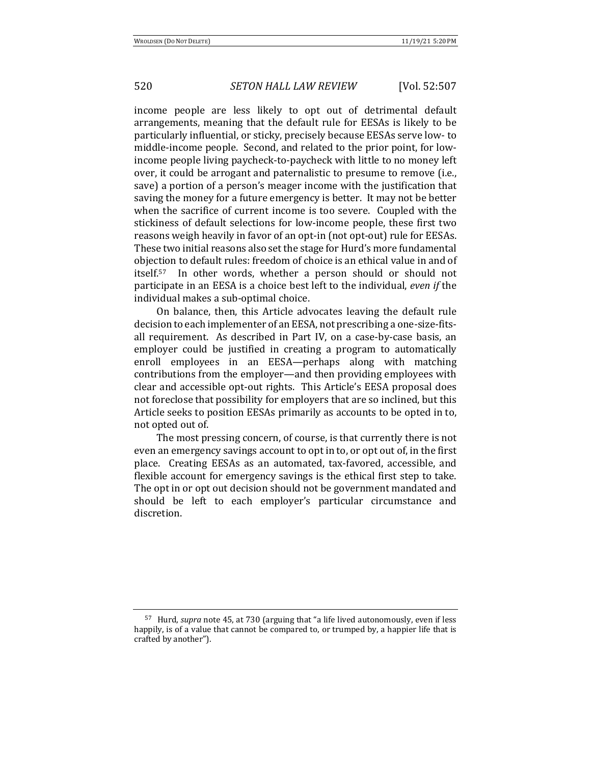income people are less likely to opt out of detrimental default arrangements, meaning that the default rule for EESAs is likely to be particularly influential, or sticky, precisely because EESAs serve low- to middle-income people. Second, and related to the prior point, for low-income people living paycheck-to-paycheck with little to no money left over, it could be arrogant and paternalistic to presume to remove (i.e., save) a portion of a person's meager income with the justification that saving the money for a future emergency is better. It may not be better when the sacrifice of current income is too severe. Coupled with the stickiness of default selections for low-income people, these first two reasons weigh heavily in favor of an opt-in (not opt-out) rule for EESAs. These two initial reasons also set the stage for Hurd's more fundamental objection to default rules: freedom of choice is an ethical value in and of itself.[57] In other words, whether a person should or should not participate in an EESA is a choice best left to the individual, *even if* the individual makes a sub-optimal choice.

On balance, then, this Article advocates leaving the default rule decision to each implementer of an EESA, not prescribing a one-size-fits-all requirement. As described in Part IV, on a case-by-case basis, an employer could be justified in creating a program to automatically enroll employees in an EESA—perhaps along with matching contributions from the employer—and then providing employees with clear and accessible opt-out rights. This Article's EESA proposal does not foreclose that possibility for employers that are so inclined, but this Article seeks to position EESAs primarily as accounts to be opted in to, not opted out of.

The most pressing concern, of course, is that currently there is not even an emergency savings account to opt in to, or opt out of, in the first place. Creating EESAs as an automated, tax-favored, accessible, and flexible account for emergency savings is the ethical first step to take. The opt in or opt out decision should not be government mandated and should be left to each employer's particular circumstance and discretion.

---

[57] Hurd, *supra* note 45, at 730 (arguing that "a life lived autonomously, even if less happily, is of a value that cannot be compared to, or trumped by, a happier life that is crafted by another").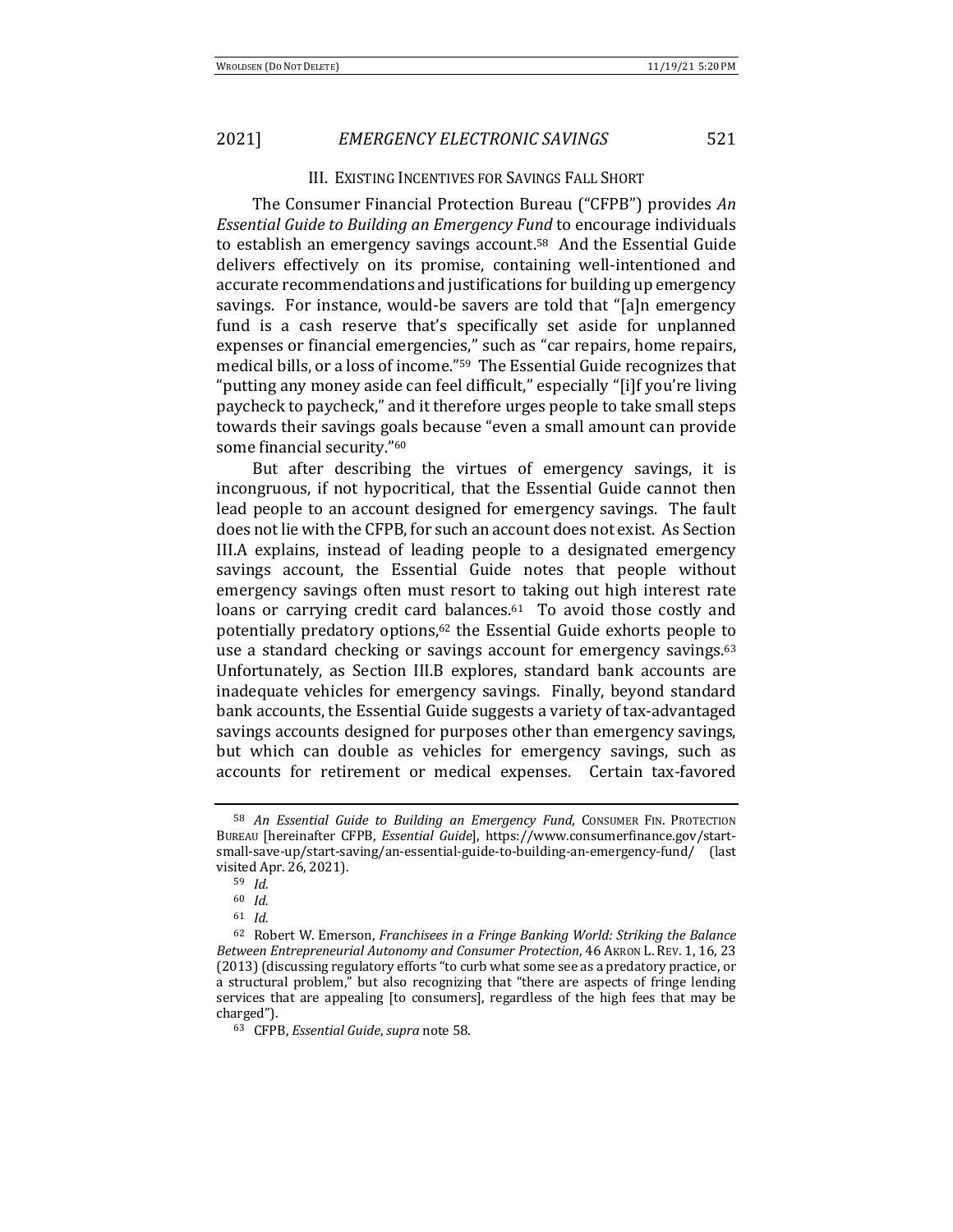## III. EXISTING INCENTIVES FOR SAVINGS FALL SHORT

The Consumer Financial Protection Bureau ("CFPB") provides *An Essential Guide to Building an Emergency Fund* to encourage individuals to establish an emergency savings account.[58] And the Essential Guide delivers effectively on its promise, containing well-intentioned and accurate recommendations and justifications for building up emergency savings. For instance, would-be savers are told that "[a]n emergency fund is a cash reserve that's specifically set aside for unplanned expenses or financial emergencies," such as "car repairs, home repairs, medical bills, or a loss of income."[59] The Essential Guide recognizes that "putting any money aside can feel difficult," especially "[i]f you're living paycheck to paycheck," and it therefore urges people to take small steps towards their savings goals because "even a small amount can provide some financial security."[60]

But after describing the virtues of emergency savings, it is incongruous, if not hypocritical, that the Essential Guide cannot then lead people to an account designed for emergency savings. The fault does not lie with the CFPB, for such an account does not exist. As Section III.A explains, instead of leading people to a designated emergency savings account, the Essential Guide notes that people without emergency savings often must resort to taking out high interest rate loans or carrying credit card balances.[61] To avoid those costly and potentially predatory options,[62] the Essential Guide exhorts people to use a standard checking or savings account for emergency savings.[63] Unfortunately, as Section III.B explores, standard bank accounts are inadequate vehicles for emergency savings. Finally, beyond standard bank accounts, the Essential Guide suggests a variety of tax-advantaged savings accounts designed for purposes other than emergency savings, but which can double as vehicles for emergency savings, such as accounts for retirement or medical expenses. Certain tax-favored

---

[58] *An Essential Guide to Building an Emergency Fund*, CONSUMER FIN. PROTECTION BUREAU [hereinafter CFPB, *Essential Guide*], https://www.consumerfinance.gov/start-small-save-up/start-saving/an-essential-guide-to-building-an-emergency-fund/ (last visited Apr. 26, 2021).

[59] *Id.*

[60] *Id.*

[61] *Id.*

[62] Robert W. Emerson, *Franchisees in a Fringe Banking World: Striking the Balance Between Entrepreneurial Autonomy and Consumer Protection*, 46 AKRON L. REV. 1, 16, 23 (2013) (discussing regulatory efforts "to curb what some see as a predatory practice, or a structural problem," but also recognizing that "there are aspects of fringe lending services that are appealing [to consumers], regardless of the high fees that may be charged").

[63] CFPB, *Essential Guide*, *supra* note 58.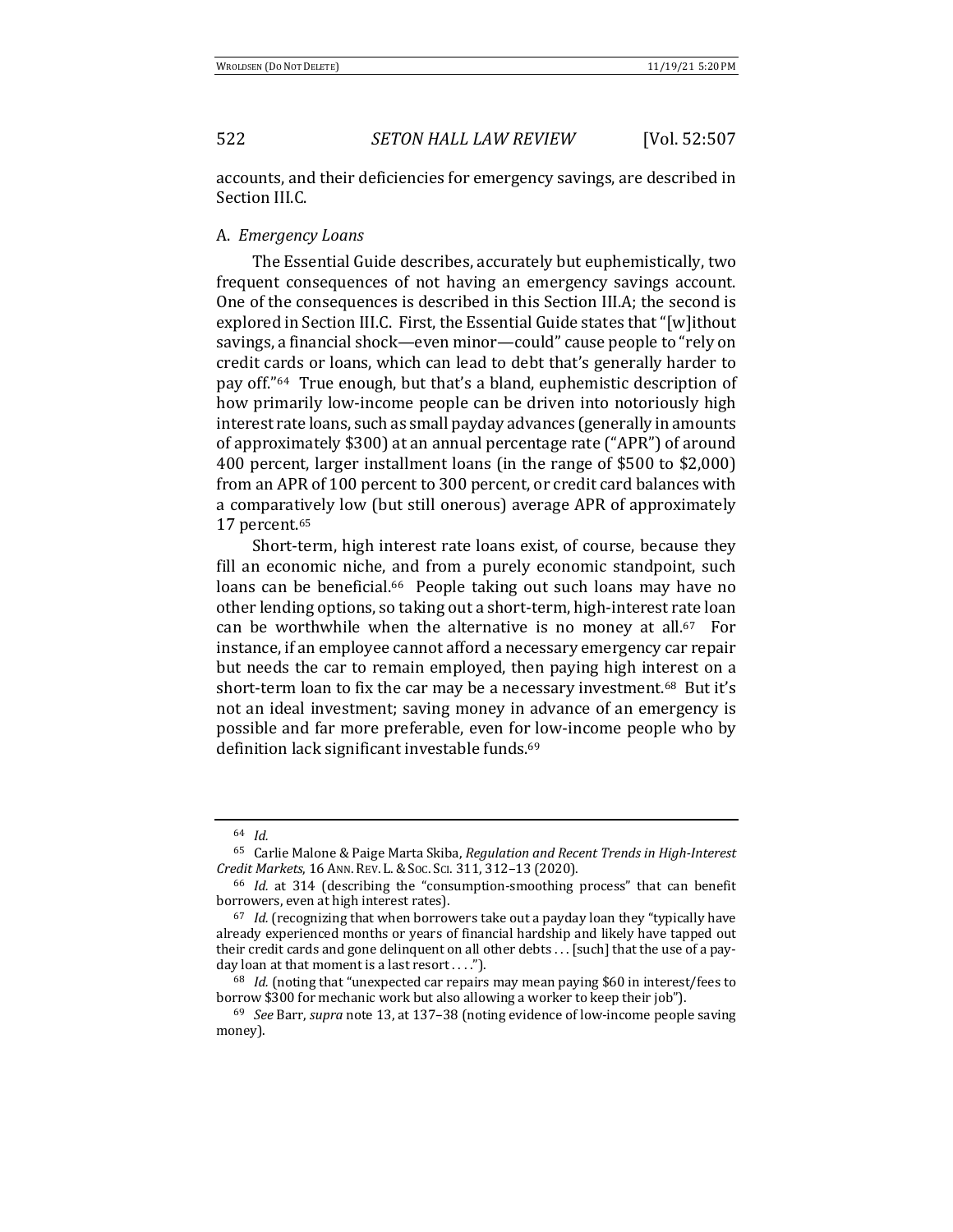accounts, and their deficiencies for emergency savings, are described in Section III.C.

## A. *Emergency Loans*

The Essential Guide describes, accurately but euphemistically, two frequent consequences of not having an emergency savings account. One of the consequences is described in this Section III.A; the second is explored in Section III.C. First, the Essential Guide states that "[w]ithout savings, a financial shock—even minor—could" cause people to "rely on credit cards or loans, which can lead to debt that's generally harder to pay off."[64] True enough, but that's a bland, euphemistic description of how primarily low-income people can be driven into notoriously high interest rate loans, such as small payday advances (generally in amounts of approximately $300) at an annual percentage rate ("APR") of around 400 percent, larger installment loans (in the range of $500 to $2,000) from an APR of 100 percent to 300 percent, or credit card balances with a comparatively low (but still onerous) average APR of approximately 17 percent.[65]

Short-term, high interest rate loans exist, of course, because they fill an economic niche, and from a purely economic standpoint, such loans can be beneficial.[66] People taking out such loans may have no other lending options, so taking out a short-term, high-interest rate loan can be worthwhile when the alternative is no money at all.[67] For instance, if an employee cannot afford a necessary emergency car repair but needs the car to remain employed, then paying high interest on a short-term loan to fix the car may be a necessary investment.[68] But it's not an ideal investment; saving money in advance of an emergency is possible and far more preferable, even for low-income people who by definition lack significant investable funds.[69]

---

[64] *Id.*

[65] Carlie Malone & Paige Marta Skiba, *Regulation and Recent Trends in High-Interest Credit Markets*, 16 ANN. REV. L. & SOC. SCI. 311, 312–13 (2020).

[66] *Id.* at 314 (describing the "consumption-smoothing process" that can benefit borrowers, even at high interest rates).

[67] *Id.* (recognizing that when borrowers take out a payday loan they "typically have already experienced months or years of financial hardship and likely have tapped out their credit cards and gone delinquent on all other debts . . . [such] that the use of a payday loan at that moment is a last resort . . . .").

[68] *Id.* (noting that "unexpected car repairs may mean paying $60 in interest/fees to borrow $300 for mechanic work but also allowing a worker to keep their job").

[69] *See* Barr, *supra* note 13, at 137–38 (noting evidence of low-income people saving money).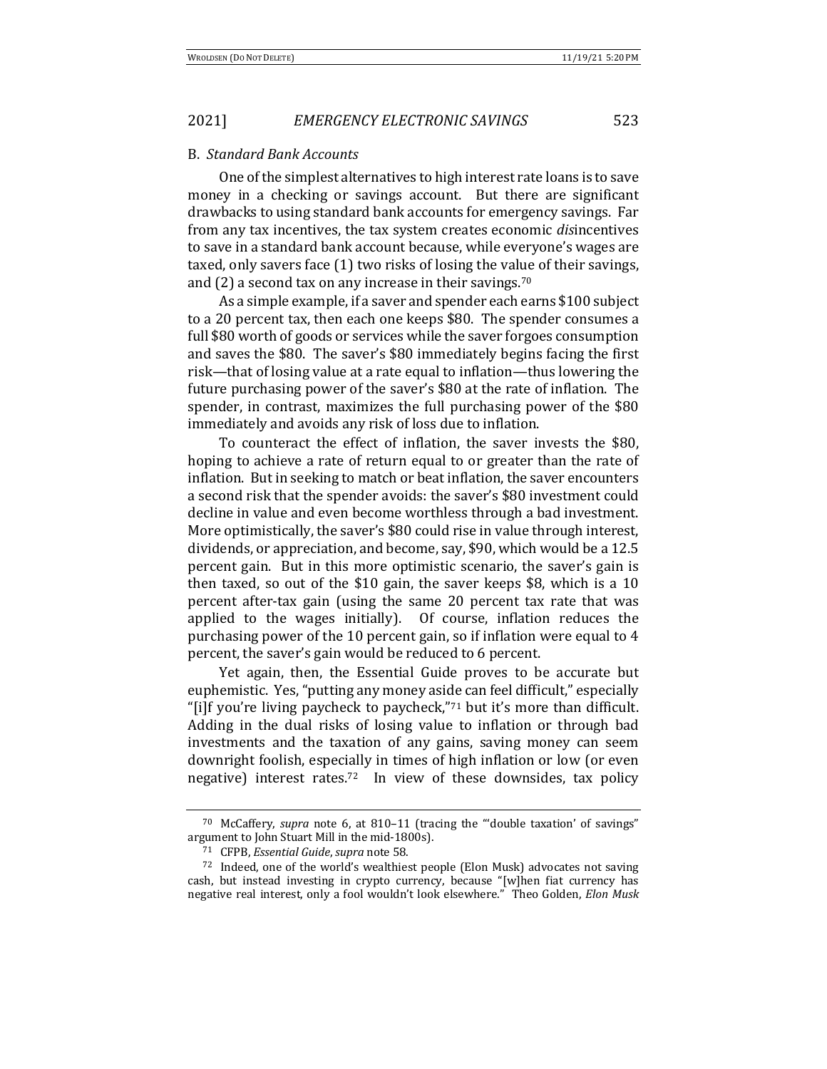### B. *Standard Bank Accounts*

One of the simplest alternatives to high interest rate loans is to save money in a checking or savings account. But there are significant drawbacks to using standard bank accounts for emergency savings. Far from any tax incentives, the tax system creates economic *dis*incentives to save in a standard bank account because, while everyone's wages are taxed, only savers face (1) two risks of losing the value of their savings, and (2) a second tax on any increase in their savings.[70]

As a simple example, if a saver and spender each earns $100 subject to a 20 percent tax, then each one keeps $80. The spender consumes a full $80 worth of goods or services while the saver forgoes consumption and saves the $80. The saver's $80 immediately begins facing the first risk—that of losing value at a rate equal to inflation—thus lowering the future purchasing power of the saver's $80 at the rate of inflation. The spender, in contrast, maximizes the full purchasing power of the $80 immediately and avoids any risk of loss due to inflation.

To counteract the effect of inflation, the saver invests the $80, hoping to achieve a rate of return equal to or greater than the rate of inflation. But in seeking to match or beat inflation, the saver encounters a second risk that the spender avoids: the saver's $80 investment could decline in value and even become worthless through a bad investment. More optimistically, the saver's $80 could rise in value through interest, dividends, or appreciation, and become, say, $90, which would be a 12.5 percent gain. But in this more optimistic scenario, the saver's gain is then taxed, so out of the $10 gain, the saver keeps $8, which is a 10 percent after-tax gain (using the same 20 percent tax rate that was applied to the wages initially). Of course, inflation reduces the purchasing power of the 10 percent gain, so if inflation were equal to 4 percent, the saver's gain would be reduced to 6 percent.

Yet again, then, the Essential Guide proves to be accurate but euphemistic. Yes, "putting any money aside can feel difficult," especially "[i]f you're living paycheck to paycheck,"[71] but it's more than difficult. Adding in the dual risks of losing value to inflation or through bad investments and the taxation of any gains, saving money can seem downright foolish, especially in times of high inflation or low (or even negative) interest rates.[72] In view of these downsides, tax policy

---

[70] McCaffery, *supra* note 6, at 810–11 (tracing the "'double taxation' of savings" argument to John Stuart Mill in the mid-1800s).

[71] CFPB, *Essential Guide*, *supra* note 58.

[72] Indeed, one of the world's wealthiest people (Elon Musk) advocates not saving cash, but instead investing in crypto currency, because "[w]hen fiat currency has negative real interest, only a fool wouldn't look elsewhere." Theo Golden, *Elon Musk*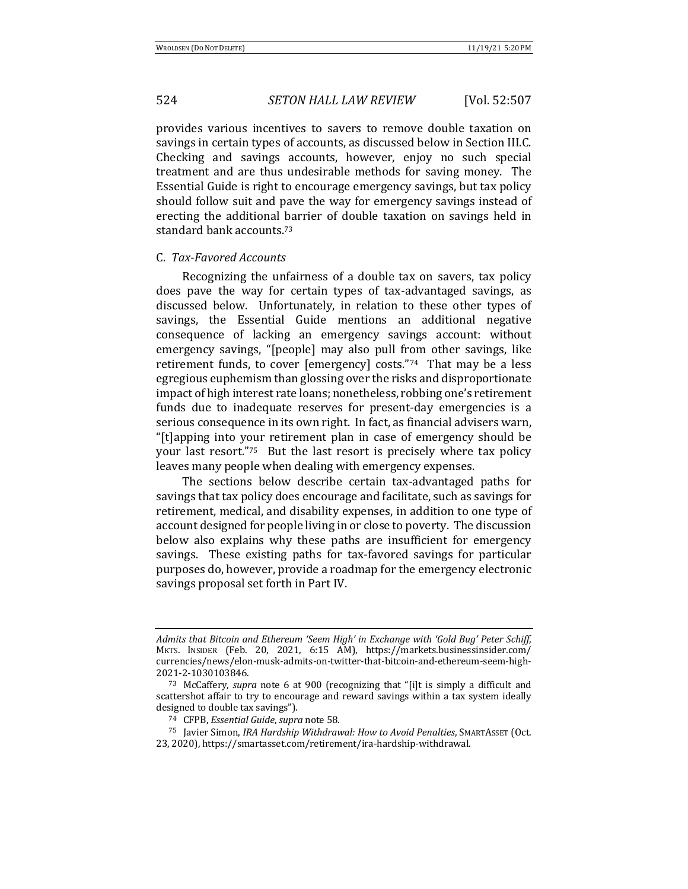provides various incentives to savers to remove double taxation on savings in certain types of accounts, as discussed below in Section III.C. Checking and savings accounts, however, enjoy no such special treatment and are thus undesirable methods for saving money. The Essential Guide is right to encourage emergency savings, but tax policy should follow suit and pave the way for emergency savings instead of erecting the additional barrier of double taxation on savings held in standard bank accounts.[73]

### C. *Tax-Favored Accounts*

Recognizing the unfairness of a double tax on savers, tax policy does pave the way for certain types of tax-advantaged savings, as discussed below. Unfortunately, in relation to these other types of savings, the Essential Guide mentions an additional negative consequence of lacking an emergency savings account: without emergency savings, "[people] may also pull from other savings, like retirement funds, to cover [emergency] costs."[74] That may be a less egregious euphemism than glossing over the risks and disproportionate impact of high interest rate loans; nonetheless, robbing one's retirement funds due to inadequate reserves for present-day emergencies is a serious consequence in its own right. In fact, as financial advisers warn, "[t]apping into your retirement plan in case of emergency should be your last resort."[75] But the last resort is precisely where tax policy leaves many people when dealing with emergency expenses.

The sections below describe certain tax-advantaged paths for savings that tax policy does encourage and facilitate, such as savings for retirement, medical, and disability expenses, in addition to one type of account designed for people living in or close to poverty. The discussion below also explains why these paths are insufficient for emergency savings. These existing paths for tax-favored savings for particular purposes do, however, provide a roadmap for the emergency electronic savings proposal set forth in Part IV.

---

*Admits that Bitcoin and Ethereum 'Seem High' in Exchange with 'Gold Bug' Peter Schiff*, MKTS. INSIDER (Feb. 20, 2021, 6:15 AM), https://markets.businessinsider.com/currencies/news/elon-musk-admits-on-twitter-that-bitcoin-and-ethereum-seem-high-2021-2-1030103846.

[73] McCaffery, *supra* note 6 at 900 (recognizing that "[i]t is simply a difficult and scattershot affair to try to encourage and reward savings within a tax system ideally designed to double tax savings").

[74] CFPB, *Essential Guide*, *supra* note 58.

[75] Javier Simon, *IRA Hardship Withdrawal: How to Avoid Penalties*, SMARTASSET (Oct. 23, 2020), https://smartasset.com/retirement/ira-hardship-withdrawal.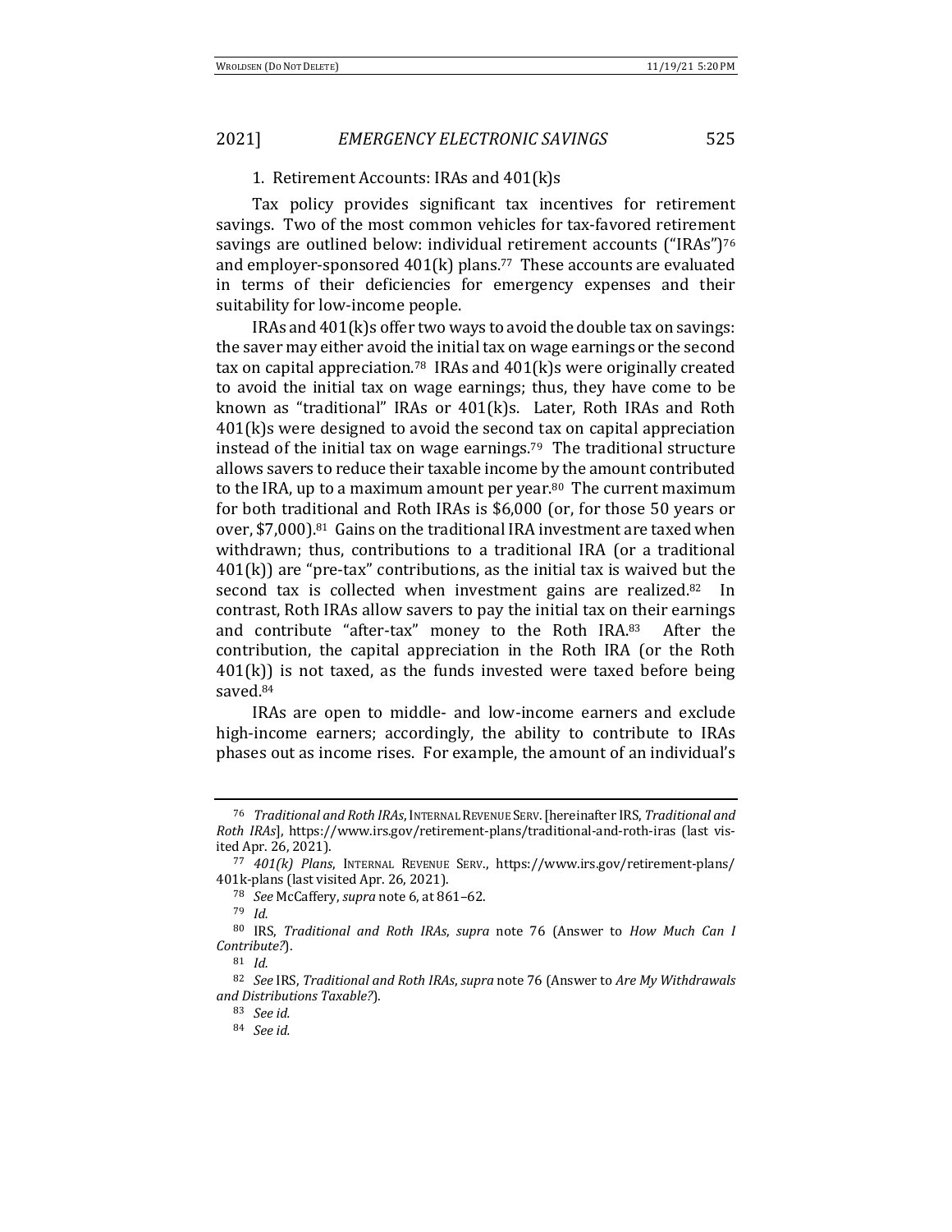### 1. Retirement Accounts: IRAs and 401(k)s

Tax policy provides significant tax incentives for retirement savings. Two of the most common vehicles for tax-favored retirement savings are outlined below: individual retirement accounts ("IRAs")[76] and employer-sponsored 401(k) plans.[77] These accounts are evaluated in terms of their deficiencies for emergency expenses and their suitability for low-income people.

IRAs and 401(k)s offer two ways to avoid the double tax on savings: the saver may either avoid the initial tax on wage earnings or the second tax on capital appreciation.[78] IRAs and 401(k)s were originally created to avoid the initial tax on wage earnings; thus, they have come to be known as "traditional" IRAs or 401(k)s. Later, Roth IRAs and Roth 401(k)s were designed to avoid the second tax on capital appreciation instead of the initial tax on wage earnings.[79] The traditional structure allows savers to reduce their taxable income by the amount contributed to the IRA, up to a maximum amount per year.[80] The current maximum for both traditional and Roth IRAs is $6,000 (or, for those 50 years or over, $7,000).[81] Gains on the traditional IRA investment are taxed when withdrawn; thus, contributions to a traditional IRA (or a traditional 401(k)) are "pre-tax" contributions, as the initial tax is waived but the second tax is collected when investment gains are realized.[82] In contrast, Roth IRAs allow savers to pay the initial tax on their earnings and contribute "after-tax" money to the Roth IRA.[83] After the contribution, the capital appreciation in the Roth IRA (or the Roth 401(k)) is not taxed, as the funds invested were taxed before being saved.[84]

IRAs are open to middle- and low-income earners and exclude high-income earners; accordingly, the ability to contribute to IRAs phases out as income rises. For example, the amount of an individual's

---

[76] *Traditional and Roth IRAs*, INTERNAL REVENUE SERV. [hereinafter IRS, *Traditional and Roth IRAs*], https://www.irs.gov/retirement-plans/traditional-and-roth-iras (last visited Apr. 26, 2021).

[77] *401(k) Plans*, INTERNAL REVENUE SERV., https://www.irs.gov/retirement-plans/401k-plans (last visited Apr. 26, 2021).

[78] *See* McCaffery, *supra* note 6, at 861–62.

[79] *Id.*

[80] IRS, *Traditional and Roth IRAs*, *supra* note 76 (Answer to *How Much Can I Contribute?*).

[81] *Id.*

[82] *See* IRS, *Traditional and Roth IRAs*, *supra* note 76 (Answer to *Are My Withdrawals and Distributions Taxable?*).

[83] *See id.*

[84] *See id.*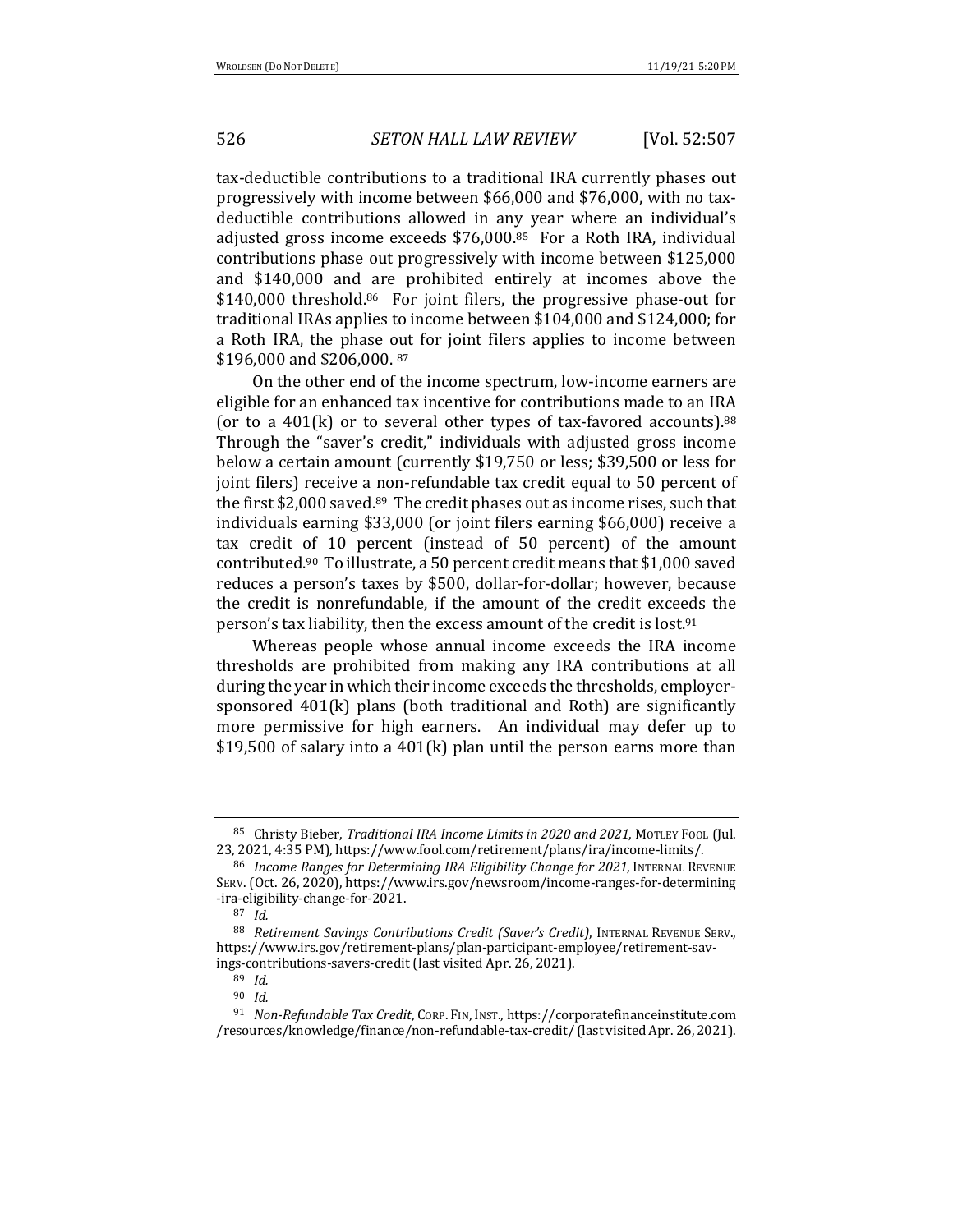tax-deductible contributions to a traditional IRA currently phases out progressively with income between $66,000 and $76,000, with no tax-deductible contributions allowed in any year where an individual's adjusted gross income exceeds $76,000.[85] For a Roth IRA, individual contributions phase out progressively with income between $125,000 and $140,000 and are prohibited entirely at incomes above the $140,000 threshold.[86] For joint filers, the progressive phase-out for traditional IRAs applies to income between $104,000 and $124,000; for a Roth IRA, the phase out for joint filers applies to income between $196,000 and $206,000.[87]

On the other end of the income spectrum, low-income earners are eligible for an enhanced tax incentive for contributions made to an IRA (or to a 401(k) or to several other types of tax-favored accounts).[88] Through the "saver's credit," individuals with adjusted gross income below a certain amount (currently $19,750 or less; $39,500 or less for joint filers) receive a non-refundable tax credit equal to 50 percent of the first $2,000 saved.[89] The credit phases out as income rises, such that individuals earning $33,000 (or joint filers earning $66,000) receive a tax credit of 10 percent (instead of 50 percent) of the amount contributed.[90] To illustrate, a 50 percent credit means that $1,000 saved reduces a person's taxes by $500, dollar-for-dollar; however, because the credit is nonrefundable, if the amount of the credit exceeds the person's tax liability, then the excess amount of the credit is lost.[91]

Whereas people whose annual income exceeds the IRA income thresholds are prohibited from making any IRA contributions at all during the year in which their income exceeds the thresholds, employer-sponsored 401(k) plans (both traditional and Roth) are significantly more permissive for high earners. An individual may defer up to $19,500 of salary into a 401(k) plan until the person earns more than

---

[85] Christy Bieber, *Traditional IRA Income Limits in 2020 and 2021*, MOTLEY FOOL (Jul. 23, 2021, 4:35 PM), https://www.fool.com/retirement/plans/ira/income-limits/.

[86] *Income Ranges for Determining IRA Eligibility Change for 2021*, INTERNAL REVENUE SERV. (Oct. 26, 2020), https://www.irs.gov/newsroom/income-ranges-for-determining-ira-eligibility-change-for-2021.

[87] *Id.*

[88] *Retirement Savings Contributions Credit (Saver's Credit)*, INTERNAL REVENUE SERV., https://www.irs.gov/retirement-plans/plan-participant-employee/retirement-savings-contributions-savers-credit (last visited Apr. 26, 2021).

[89] *Id.*

[90] *Id.*

[91] *Non-Refundable Tax Credit*, CORP. FIN. INST., https://corporatefinanceinstitute.com/resources/knowledge/finance/non-refundable-tax-credit/ (last visited Apr. 26, 2021).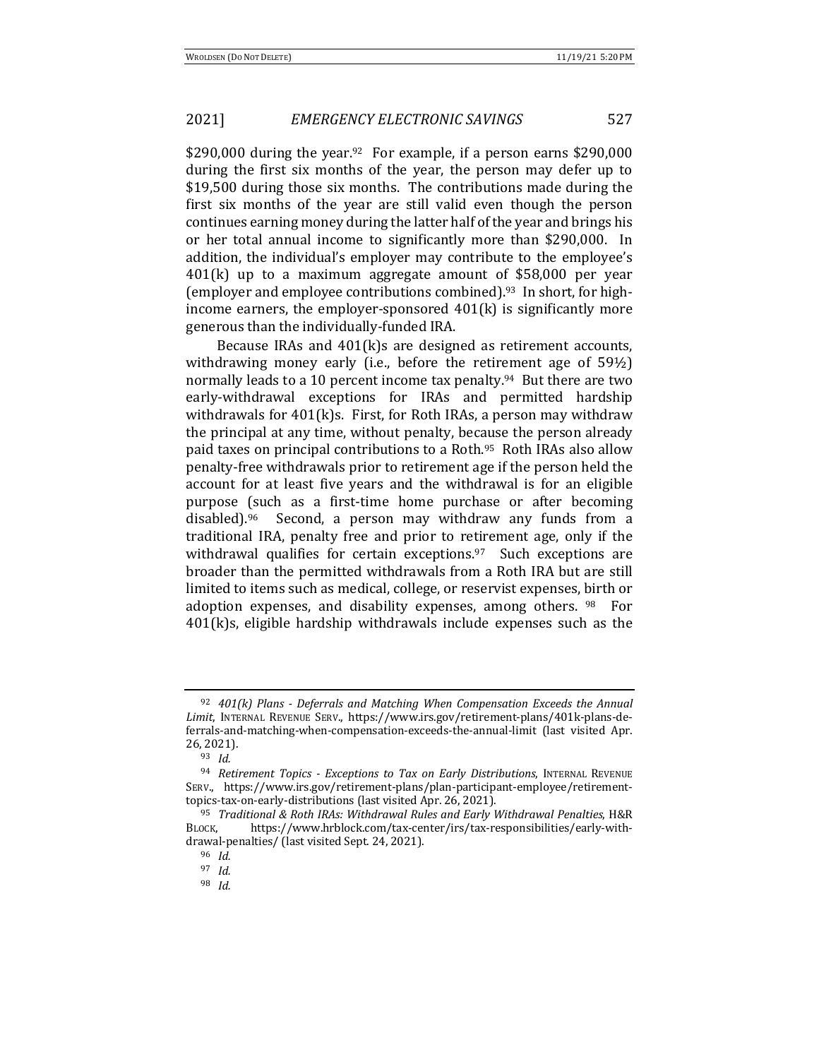$290,000 during the year.[92] For example, if a person earns $290,000 during the first six months of the year, the person may defer up to $19,500 during those six months. The contributions made during the first six months of the year are still valid even though the person continues earning money during the latter half of the year and brings his or her total annual income to significantly more than $290,000. In addition, the individual's employer may contribute to the employee's 401(k) up to a maximum aggregate amount of $58,000 per year (employer and employee contributions combined).[93] In short, for high-income earners, the employer-sponsored 401(k) is significantly more generous than the individually-funded IRA.

Because IRAs and 401(k)s are designed as retirement accounts, withdrawing money early (i.e., before the retirement age of 59½) normally leads to a 10 percent income tax penalty.[94] But there are two early-withdrawal exceptions for IRAs and permitted hardship withdrawals for 401(k)s. First, for Roth IRAs, a person may withdraw the principal at any time, without penalty, because the person already paid taxes on principal contributions to a Roth.[95] Roth IRAs also allow penalty-free withdrawals prior to retirement age if the person held the account for at least five years and the withdrawal is for an eligible purpose (such as a first-time home purchase or after becoming disabled).[96] Second, a person may withdraw any funds from a traditional IRA, penalty free and prior to retirement age, only if the withdrawal qualifies for certain exceptions.[97] Such exceptions are broader than the permitted withdrawals from a Roth IRA but are still limited to items such as medical, college, or reservist expenses, birth or adoption expenses, and disability expenses, among others.[98] For 401(k)s, eligible hardship withdrawals include expenses such as the

---

[92] *401(k) Plans - Deferrals and Matching When Compensation Exceeds the Annual Limit*, INTERNAL REVENUE SERV., https://www.irs.gov/retirement-plans/401k-plans-deferrals-and-matching-when-compensation-exceeds-the-annual-limit (last visited Apr. 26, 2021).

[93] *Id.*

[94] *Retirement Topics - Exceptions to Tax on Early Distributions*, INTERNAL REVENUE SERV., https://www.irs.gov/retirement-plans/plan-participant-employee/retirement-topics-tax-on-early-distributions (last visited Apr. 26, 2021).

[95] *Traditional & Roth IRAs: Withdrawal Rules and Early Withdrawal Penalties*, H&R BLOCK, https://www.hrblock.com/tax-center/irs/tax-responsibilities/early-withdrawal-penalties/ (last visited Sept. 24, 2021).

[96] *Id.*

[97] *Id.*

[98] *Id.*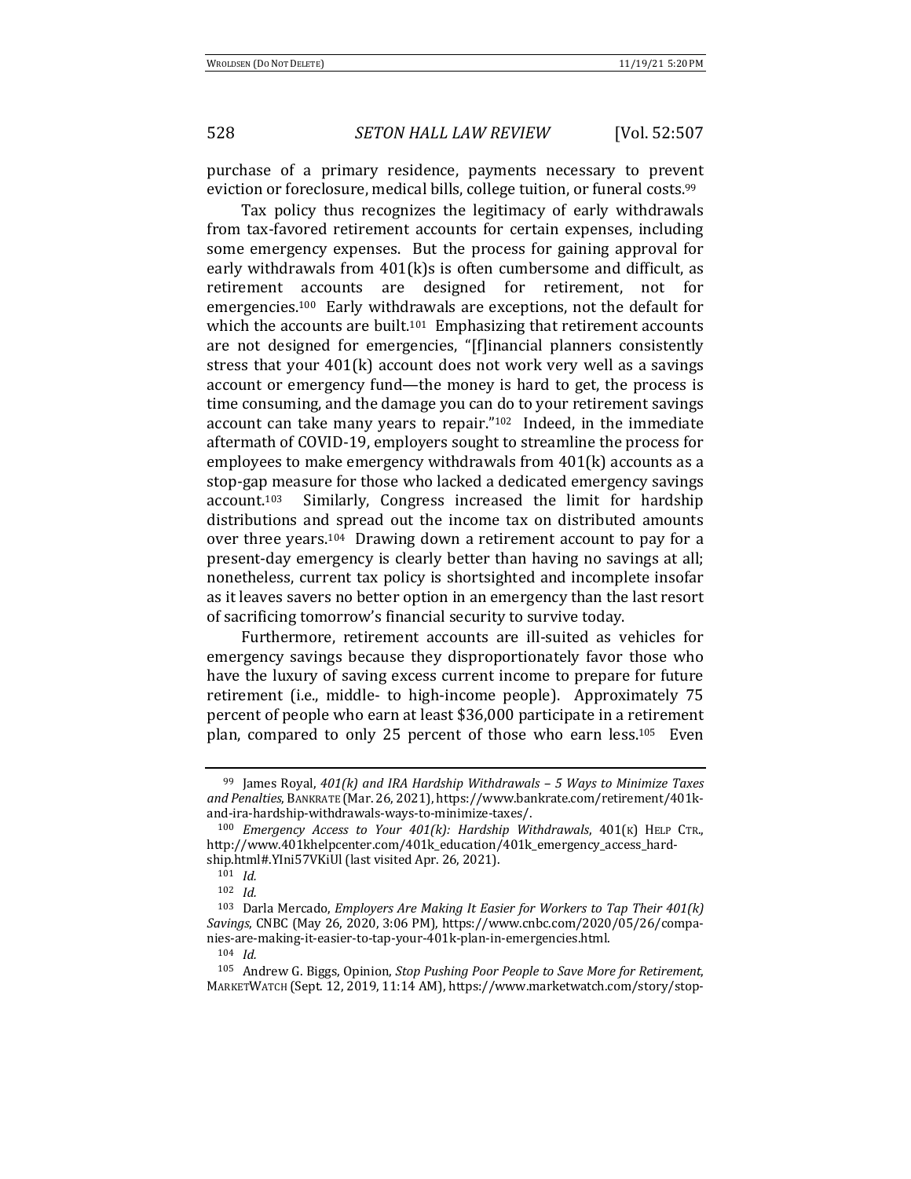purchase of a primary residence, payments necessary to prevent eviction or foreclosure, medical bills, college tuition, or funeral costs.[99]

Tax policy thus recognizes the legitimacy of early withdrawals from tax-favored retirement accounts for certain expenses, including some emergency expenses. But the process for gaining approval for early withdrawals from 401(k)s is often cumbersome and difficult, as retirement accounts are designed for retirement, not for emergencies.[100] Early withdrawals are exceptions, not the default for which the accounts are built.[101] Emphasizing that retirement accounts are not designed for emergencies, "[f]inancial planners consistently stress that your 401(k) account does not work very well as a savings account or emergency fund—the money is hard to get, the process is time consuming, and the damage you can do to your retirement savings account can take many years to repair."[102] Indeed, in the immediate aftermath of COVID-19, employers sought to streamline the process for employees to make emergency withdrawals from 401(k) accounts as a stop-gap measure for those who lacked a dedicated emergency savings account.[103] Similarly, Congress increased the limit for hardship distributions and spread out the income tax on distributed amounts over three years.[104] Drawing down a retirement account to pay for a present-day emergency is clearly better than having no savings at all; nonetheless, current tax policy is shortsighted and incomplete insofar as it leaves savers no better option in an emergency than the last resort of sacrificing tomorrow's financial security to survive today.

Furthermore, retirement accounts are ill-suited as vehicles for emergency savings because they disproportionately favor those who have the luxury of saving excess current income to prepare for future retirement (i.e., middle- to high-income people). Approximately 75 percent of people who earn at least $36,000 participate in a retirement plan, compared to only 25 percent of those who earn less.[105] Even

---

[99] James Royal, *401(k) and IRA Hardship Withdrawals – 5 Ways to Minimize Taxes and Penalties*, BANKRATE (Mar. 26, 2021), https://www.bankrate.com/retirement/401k-and-ira-hardship-withdrawals-ways-to-minimize-taxes/.

[100] *Emergency Access to Your 401(k): Hardship Withdrawals*, 401(K) HELP CTR., http://www.401khelpcenter.com/401k_education/401k_emergency_access_hardship.html#.YIni57VKiUl (last visited Apr. 26, 2021).

[101] *Id.*

[102] *Id.*

[103] Darla Mercado, *Employers Are Making It Easier for Workers to Tap Their 401(k) Savings*, CNBC (May 26, 2020, 3:06 PM), https://www.cnbc.com/2020/05/26/companies-are-making-it-easier-to-tap-your-401k-plan-in-emergencies.html.

[104] *Id.*

[105] Andrew G. Biggs, Opinion, *Stop Pushing Poor People to Save More for Retirement*, MARKETWATCH (Sept. 12, 2019, 11:14 AM), https://www.marketwatch.com/story/stop-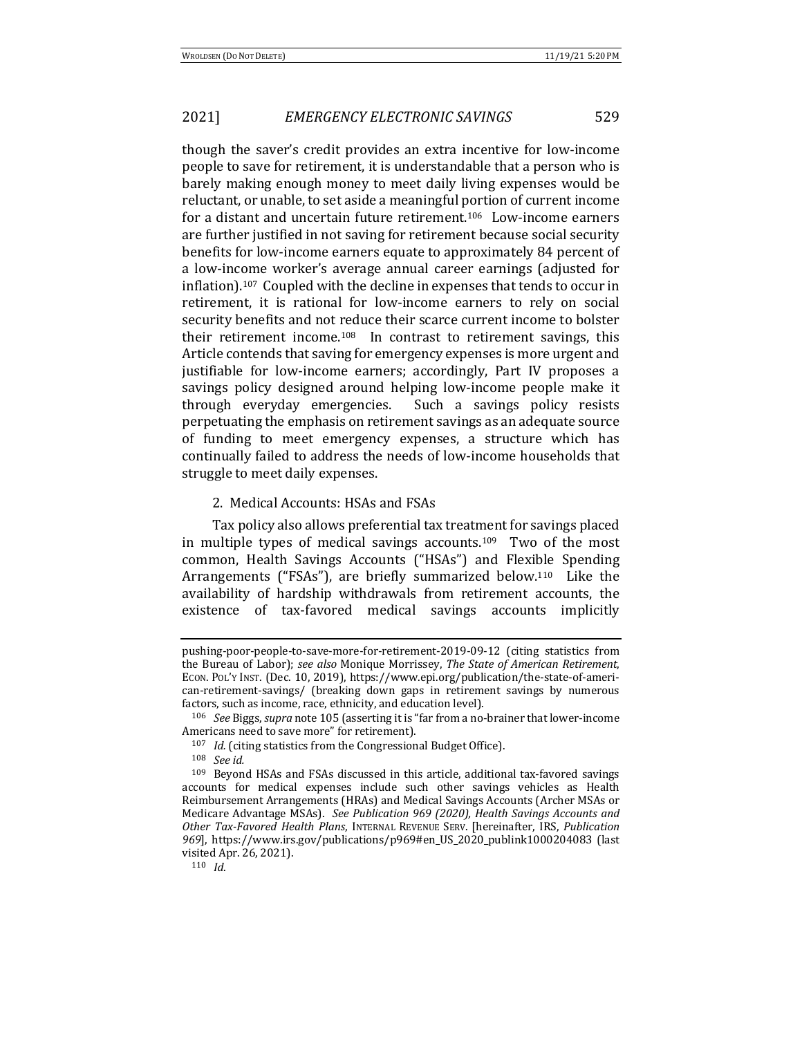though the saver's credit provides an extra incentive for low-income people to save for retirement, it is understandable that a person who is barely making enough money to meet daily living expenses would be reluctant, or unable, to set aside a meaningful portion of current income for a distant and uncertain future retirement.[106] Low-income earners are further justified in not saving for retirement because social security benefits for low-income earners equate to approximately 84 percent of a low-income worker's average annual career earnings (adjusted for inflation).[107] Coupled with the decline in expenses that tends to occur in retirement, it is rational for low-income earners to rely on social security benefits and not reduce their scarce current income to bolster their retirement income.[108] In contrast to retirement savings, this Article contends that saving for emergency expenses is more urgent and justifiable for low-income earners; accordingly, Part IV proposes a savings policy designed around helping low-income people make it through everyday emergencies. Such a savings policy resists perpetuating the emphasis on retirement savings as an adequate source of funding to meet emergency expenses, a structure which has continually failed to address the needs of low-income households that struggle to meet daily expenses.

### 2. Medical Accounts: HSAs and FSAs

Tax policy also allows preferential tax treatment for savings placed in multiple types of medical savings accounts.[109] Two of the most common, Health Savings Accounts ("HSAs") and Flexible Spending Arrangements ("FSAs"), are briefly summarized below.[110] Like the availability of hardship withdrawals from retirement accounts, the existence of tax-favored medical savings accounts implicitly

---

pushing-poor-people-to-save-more-for-retirement-2019-09-12 (citing statistics from the Bureau of Labor); *see also* Monique Morrissey, *The State of American Retirement*, ECON. POL'Y INST. (Dec. 10, 2019), https://www.epi.org/publication/the-state-of-american-retirement-savings/ (breaking down gaps in retirement savings by numerous factors, such as income, race, ethnicity, and education level).

[106] *See* Biggs, *supra* note 105 (asserting it is "far from a no-brainer that lower-income Americans need to save more" for retirement).

[107] *Id.* (citing statistics from the Congressional Budget Office).

[108] *See id.*

[109] Beyond HSAs and FSAs discussed in this article, additional tax-favored savings accounts for medical expenses include such other savings vehicles as Health Reimbursement Arrangements (HRAs) and Medical Savings Accounts (Archer MSAs or Medicare Advantage MSAs). *See Publication 969 (2020), Health Savings Accounts and Other Tax-Favored Health Plans*, INTERNAL REVENUE SERV. [hereinafter, IRS, *Publication 969*], https://www.irs.gov/publications/p969#en_US_2020_publink1000204083 (last visited Apr. 26, 2021).

[110] *Id.*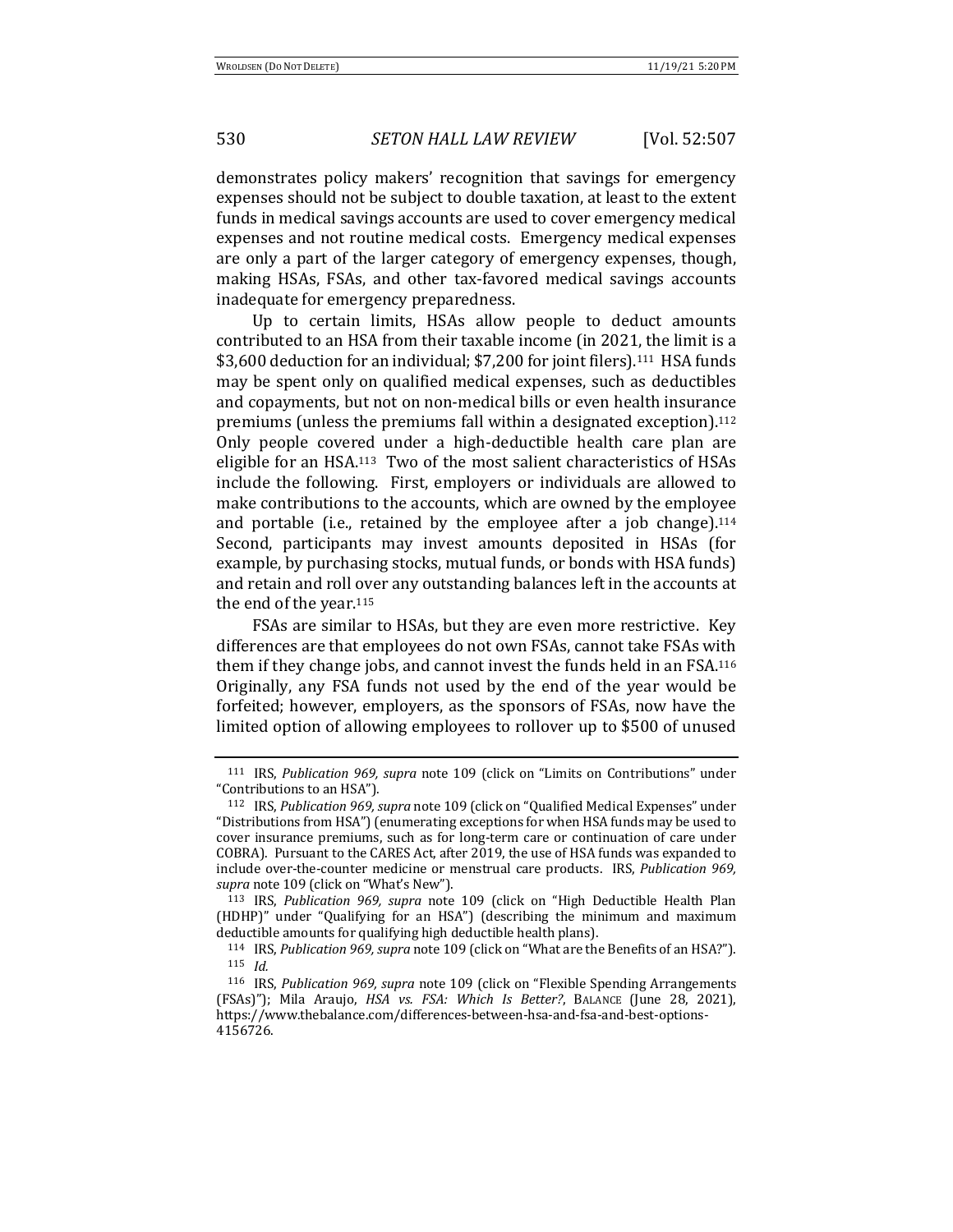demonstrates policy makers' recognition that savings for emergency expenses should not be subject to double taxation, at least to the extent funds in medical savings accounts are used to cover emergency medical expenses and not routine medical costs. Emergency medical expenses are only a part of the larger category of emergency expenses, though, making HSAs, FSAs, and other tax-favored medical savings accounts inadequate for emergency preparedness.

Up to certain limits, HSAs allow people to deduct amounts contributed to an HSA from their taxable income (in 2021, the limit is a $3,600 deduction for an individual; $7,200 for joint filers).[111] HSA funds may be spent only on qualified medical expenses, such as deductibles and copayments, but not on non-medical bills or even health insurance premiums (unless the premiums fall within a designated exception).[112] Only people covered under a high-deductible health care plan are eligible for an HSA.[113] Two of the most salient characteristics of HSAs include the following. First, employers or individuals are allowed to make contributions to the accounts, which are owned by the employee and portable (i.e., retained by the employee after a job change).[114] Second, participants may invest amounts deposited in HSAs (for example, by purchasing stocks, mutual funds, or bonds with HSA funds) and retain and roll over any outstanding balances left in the accounts at the end of the year.[115]

FSAs are similar to HSAs, but they are even more restrictive. Key differences are that employees do not own FSAs, cannot take FSAs with them if they change jobs, and cannot invest the funds held in an FSA.[116] Originally, any FSA funds not used by the end of the year would be forfeited; however, employers, as the sponsors of FSAs, now have the limited option of allowing employees to rollover up to $500 of unused

---

[111] IRS, *Publication 969, supra* note 109 (click on "Limits on Contributions" under "Contributions to an HSA").

[112] IRS, *Publication 969, supra* note 109 (click on "Qualified Medical Expenses" under "Distributions from HSA") (enumerating exceptions for when HSA funds may be used to cover insurance premiums, such as for long-term care or continuation of care under COBRA). Pursuant to the CARES Act, after 2019, the use of HSA funds was expanded to include over-the-counter medicine or menstrual care products. IRS, *Publication 969, supra* note 109 (click on "What's New").

[113] IRS, *Publication 969, supra* note 109 (click on "High Deductible Health Plan (HDHP)" under "Qualifying for an HSA") (describing the minimum and maximum deductible amounts for qualifying high deductible health plans).

[114] IRS, *Publication 969, supra* note 109 (click on "What are the Benefits of an HSA?").

[115] *Id.*

[116] IRS, *Publication 969, supra* note 109 (click on "Flexible Spending Arrangements (FSAs)"); Mila Araujo, *HSA vs. FSA: Which Is Better?*, BALANCE (June 28, 2021), https://www.thebalance.com/differences-between-hsa-and-fsa-and-best-options-4156726.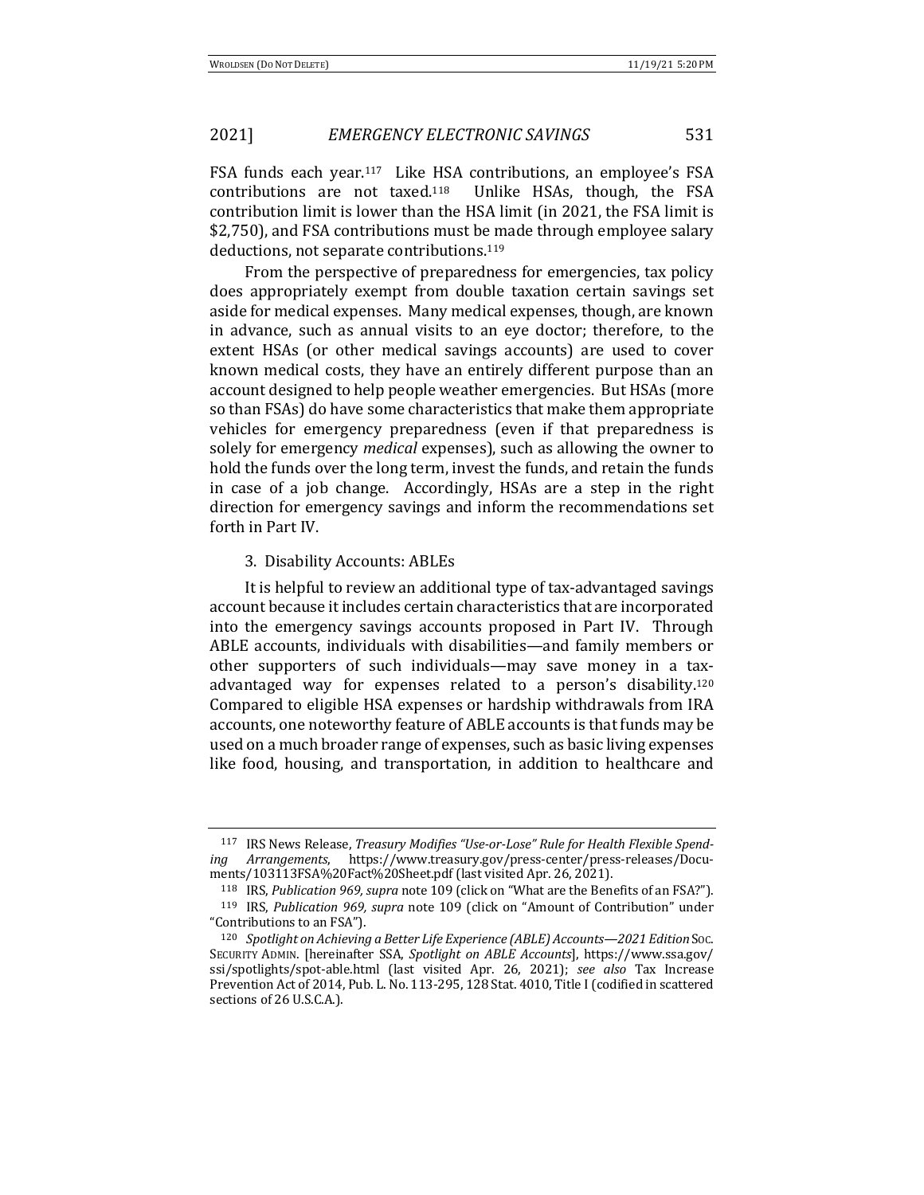FSA funds each year.[117] Like HSA contributions, an employee's FSA contributions are not taxed.[118] Unlike HSAs, though, the FSA contribution limit is lower than the HSA limit (in 2021, the FSA limit is $2,750), and FSA contributions must be made through employee salary deductions, not separate contributions.[119]

From the perspective of preparedness for emergencies, tax policy does appropriately exempt from double taxation certain savings set aside for medical expenses. Many medical expenses, though, are known in advance, such as annual visits to an eye doctor; therefore, to the extent HSAs (or other medical savings accounts) are used to cover known medical costs, they have an entirely different purpose than an account designed to help people weather emergencies. But HSAs (more so than FSAs) do have some characteristics that make them appropriate vehicles for emergency preparedness (even if that preparedness is solely for emergency *medical* expenses), such as allowing the owner to hold the funds over the long term, invest the funds, and retain the funds in case of a job change. Accordingly, HSAs are a step in the right direction for emergency savings and inform the recommendations set forth in Part IV.

### 3. Disability Accounts: ABLEs

It is helpful to review an additional type of tax-advantaged savings account because it includes certain characteristics that are incorporated into the emergency savings accounts proposed in Part IV. Through ABLE accounts, individuals with disabilities—and family members or other supporters of such individuals—may save money in a tax-advantaged way for expenses related to a person's disability.[120] Compared to eligible HSA expenses or hardship withdrawals from IRA accounts, one noteworthy feature of ABLE accounts is that funds may be used on a much broader range of expenses, such as basic living expenses like food, housing, and transportation, in addition to healthcare and

---

[117] IRS News Release, *Treasury Modifies "Use-or-Lose" Rule for Health Flexible Spending Arrangements*, https://www.treasury.gov/press-center/press-releases/Documents/103113FSA%20Fact%20Sheet.pdf (last visited Apr. 26, 2021).

[118] IRS, *Publication 969*, *supra* note 109 (click on "What are the Benefits of an FSA?").

[119] IRS, *Publication 969*, *supra* note 109 (click on "Amount of Contribution" under "Contributions to an FSA").

[120] *Spotlight on Achieving a Better Life Experience (ABLE) Accounts—2021 Edition* SOC. SECURITY ADMIN. [hereinafter SSA, *Spotlight on ABLE Accounts*], https://www.ssa.gov/ssi/spotlights/spot-able.html (last visited Apr. 26, 2021); *see also* Tax Increase Prevention Act of 2014, Pub. L. No. 113-295, 128 Stat. 4010, Title I (codified in scattered sections of 26 U.S.C.A.).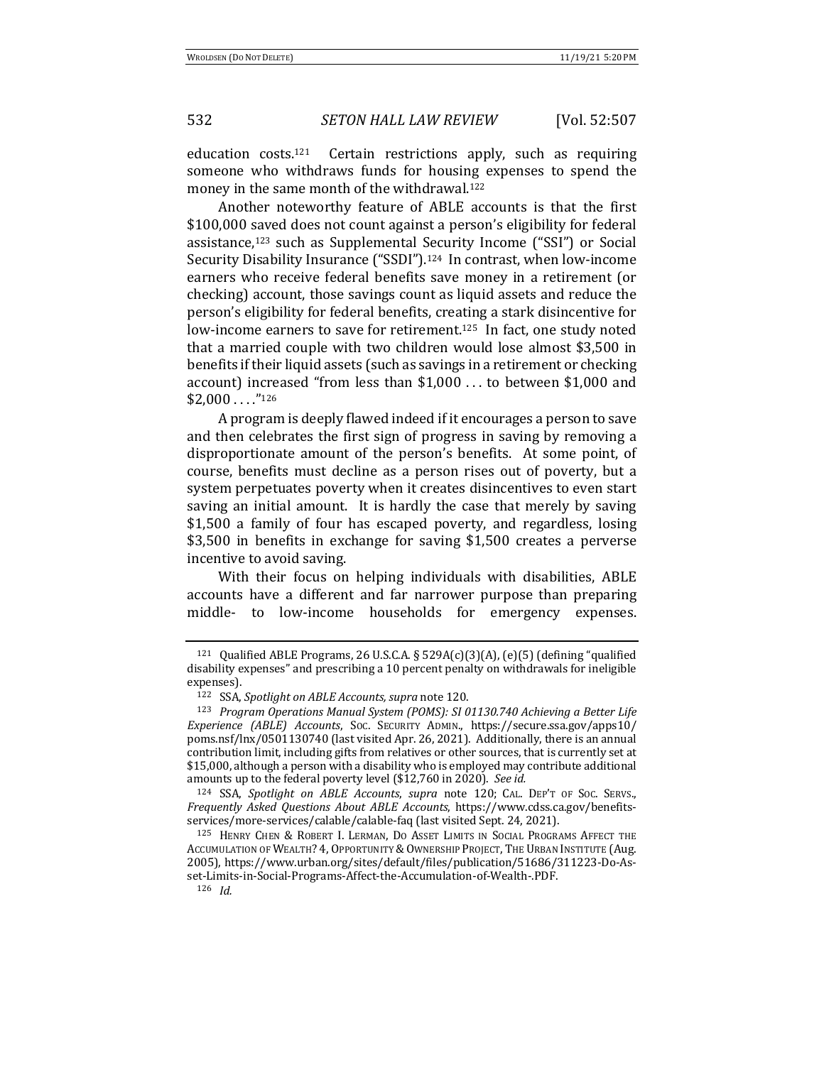education costs.[121] Certain restrictions apply, such as requiring someone who withdraws funds for housing expenses to spend the money in the same month of the withdrawal.[122]

Another noteworthy feature of ABLE accounts is that the first $100,000 saved does not count against a person's eligibility for federal assistance,[123] such as Supplemental Security Income ("SSI") or Social Security Disability Insurance ("SSDI").[124] In contrast, when low-income earners who receive federal benefits save money in a retirement (or checking) account, those savings count as liquid assets and reduce the person's eligibility for federal benefits, creating a stark disincentive for low-income earners to save for retirement.[125] In fact, one study noted that a married couple with two children would lose almost $3,500 in benefits if their liquid assets (such as savings in a retirement or checking account) increased "from less than $1,000 . . . to between $1,000 and $2,000 . . . ."[126]

A program is deeply flawed indeed if it encourages a person to save and then celebrates the first sign of progress in saving by removing a disproportionate amount of the person's benefits. At some point, of course, benefits must decline as a person rises out of poverty, but a system perpetuates poverty when it creates disincentives to even start saving an initial amount. It is hardly the case that merely by saving $1,500 a family of four has escaped poverty, and regardless, losing $3,500 in benefits in exchange for saving $1,500 creates a perverse incentive to avoid saving.

With their focus on helping individuals with disabilities, ABLE accounts have a different and far narrower purpose than preparing middle- to low-income households for emergency expenses.

---

[121] Qualified ABLE Programs, 26 U.S.C.A. § 529A(c)(3)(A), (e)(5) (defining "qualified disability expenses" and prescribing a 10 percent penalty on withdrawals for ineligible expenses).

[122] SSA, *Spotlight on ABLE Accounts*, *supra* note 120.

[123] *Program Operations Manual System (POMS): SI 01130.740 Achieving a Better Life Experience (ABLE) Accounts*, SOC. SECURITY ADMIN., https://secure.ssa.gov/apps10/poms.nsf/lnx/0501130740 (last visited Apr. 26, 2021). Additionally, there is an annual contribution limit, including gifts from relatives or other sources, that is currently set at $15,000, although a person with a disability who is employed may contribute additional amounts up to the federal poverty level ($12,760 in 2020). *See id.*

[124] SSA, *Spotlight on ABLE Accounts*, *supra* note 120; CAL. DEP'T OF SOC. SERVS., *Frequently Asked Questions About ABLE Accounts*, https://www.cdss.ca.gov/benefits-services/more-services/calable/calable-faq (last visited Sept. 24, 2021).

[125] HENRY CHEN & ROBERT I. LERMAN, DO ASSET LIMITS IN SOCIAL PROGRAMS AFFECT THE ACCUMULATION OF WEALTH? 4, OPPORTUNITY & OWNERSHIP PROJECT, THE URBAN INSTITUTE (Aug. 2005), https://www.urban.org/sites/default/files/publication/51686/311223-Do-Asset-Limits-in-Social-Programs-Affect-the-Accumulation-of-Wealth-.PDF.

[126] *Id.*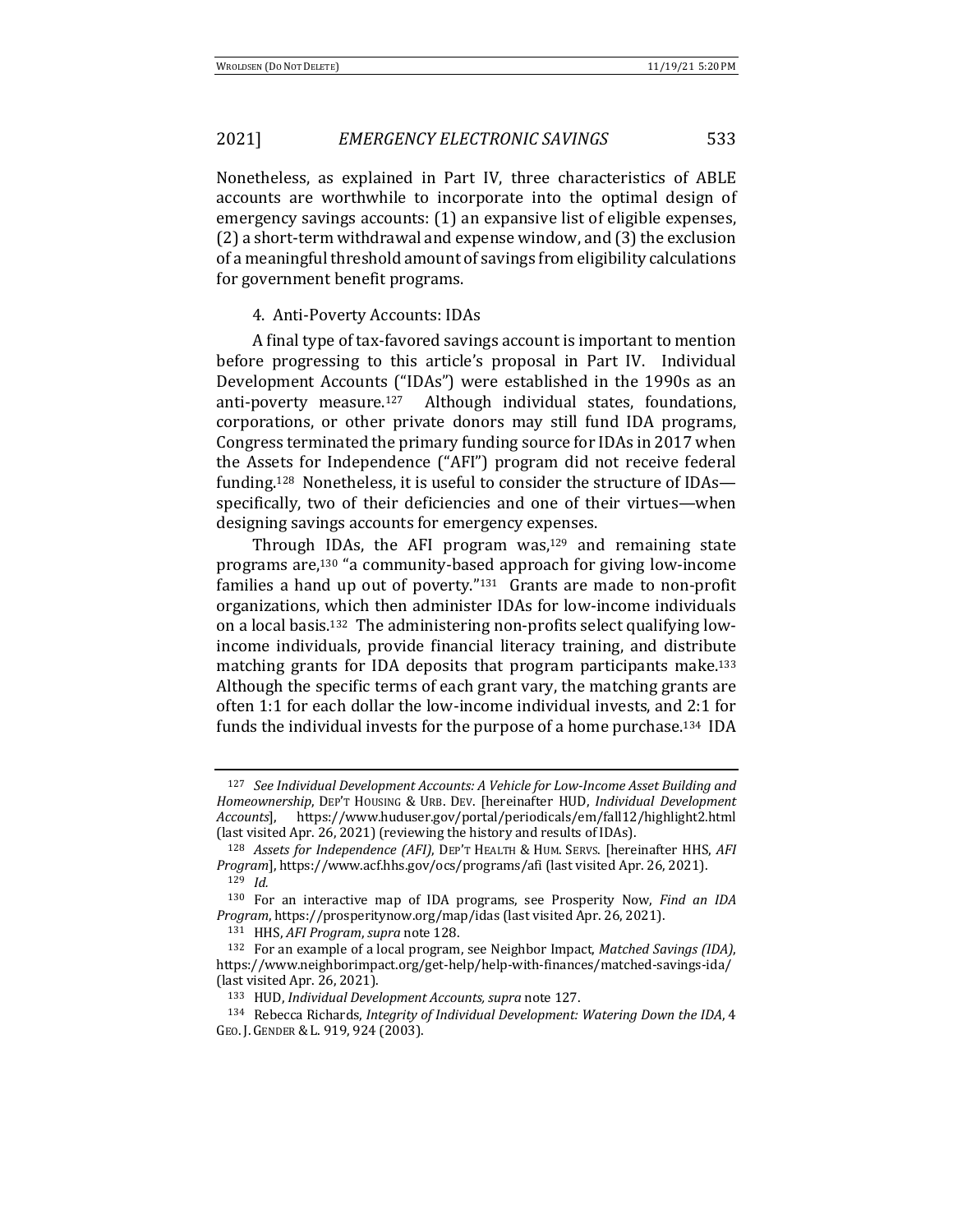Nonetheless, as explained in Part IV, three characteristics of ABLE accounts are worthwhile to incorporate into the optimal design of emergency savings accounts: (1) an expansive list of eligible expenses, (2) a short-term withdrawal and expense window, and (3) the exclusion of a meaningful threshold amount of savings from eligibility calculations for government benefit programs.

#### 4. Anti-Poverty Accounts: IDAs

A final type of tax-favored savings account is important to mention before progressing to this article's proposal in Part IV. Individual Development Accounts ("IDAs") were established in the 1990s as an anti-poverty measure.[127] Although individual states, foundations, corporations, or other private donors may still fund IDA programs, Congress terminated the primary funding source for IDAs in 2017 when the Assets for Independence ("AFI") program did not receive federal funding.[128] Nonetheless, it is useful to consider the structure of IDAs—specifically, two of their deficiencies and one of their virtues—when designing savings accounts for emergency expenses.

Through IDAs, the AFI program was,[129] and remaining state programs are,[130] "a community-based approach for giving low-income families a hand up out of poverty."[131] Grants are made to non-profit organizations, which then administer IDAs for low-income individuals on a local basis.[132] The administering non-profits select qualifying low-income individuals, provide financial literacy training, and distribute matching grants for IDA deposits that program participants make.[133] Although the specific terms of each grant vary, the matching grants are often 1:1 for each dollar the low-income individual invests, and 2:1 for funds the individual invests for the purpose of a home purchase.[134] IDA

---

[127] *See Individual Development Accounts: A Vehicle for Low-Income Asset Building and Homeownership*, DEP'T HOUSING & URB. DEV. [hereinafter HUD, *Individual Development Accounts*], https://www.huduser.gov/portal/periodicals/em/fall12/highlight2.html (last visited Apr. 26, 2021) (reviewing the history and results of IDAs).

[128] *Assets for Independence (AFI)*, DEP'T HEALTH & HUM. SERVS. [hereinafter HHS, *AFI Program*], https://www.acf.hhs.gov/ocs/programs/afi (last visited Apr. 26, 2021).

[129] *Id.*

[130] For an interactive map of IDA programs, see Prosperity Now, *Find an IDA Program*, https://prosperitynow.org/map/idas (last visited Apr. 26, 2021).

[131] HHS, *AFI Program*, *supra* note 128.

[132] For an example of a local program, see Neighbor Impact, *Matched Savings (IDA)*, https://www.neighborimpact.org/get-help/help-with-finances/matched-savings-ida/ (last visited Apr. 26, 2021).

[133] HUD, *Individual Development Accounts*, *supra* note 127.

[134] Rebecca Richards, *Integrity of Individual Development: Watering Down the IDA*, 4 GEO. J. GENDER & L. 919, 924 (2003).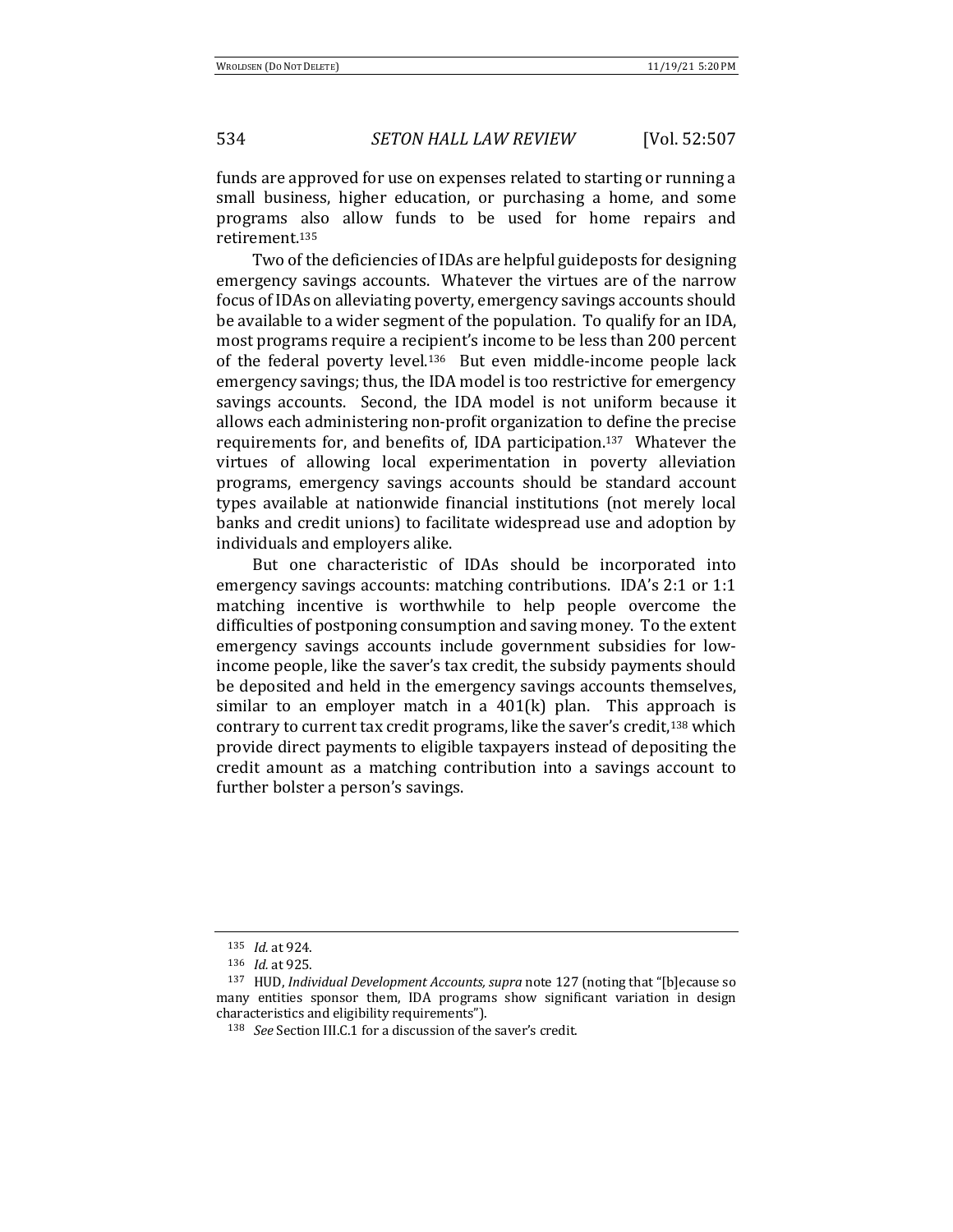funds are approved for use on expenses related to starting or running a small business, higher education, or purchasing a home, and some programs also allow funds to be used for home repairs and retirement.[135]

Two of the deficiencies of IDAs are helpful guideposts for designing emergency savings accounts. Whatever the virtues are of the narrow focus of IDAs on alleviating poverty, emergency savings accounts should be available to a wider segment of the population. To qualify for an IDA, most programs require a recipient's income to be less than 200 percent of the federal poverty level.[136] But even middle-income people lack emergency savings; thus, the IDA model is too restrictive for emergency savings accounts. Second, the IDA model is not uniform because it allows each administering non-profit organization to define the precise requirements for, and benefits of, IDA participation.[137] Whatever the virtues of allowing local experimentation in poverty alleviation programs, emergency savings accounts should be standard account types available at nationwide financial institutions (not merely local banks and credit unions) to facilitate widespread use and adoption by individuals and employers alike.

But one characteristic of IDAs should be incorporated into emergency savings accounts: matching contributions. IDA's 2:1 or 1:1 matching incentive is worthwhile to help people overcome the difficulties of postponing consumption and saving money. To the extent emergency savings accounts include government subsidies for low-income people, like the saver's tax credit, the subsidy payments should be deposited and held in the emergency savings accounts themselves, similar to an employer match in a 401(k) plan. This approach is contrary to current tax credit programs, like the saver's credit,[138] which provide direct payments to eligible taxpayers instead of depositing the credit amount as a matching contribution into a savings account to further bolster a person's savings.

---

[135] *Id.* at 924.

[136] *Id.* at 925.

[137] HUD, *Individual Development Accounts, supra* note 127 (noting that "[b]ecause so many entities sponsor them, IDA programs show significant variation in design characteristics and eligibility requirements").

[138] *See* Section III.C.1 for a discussion of the saver's credit.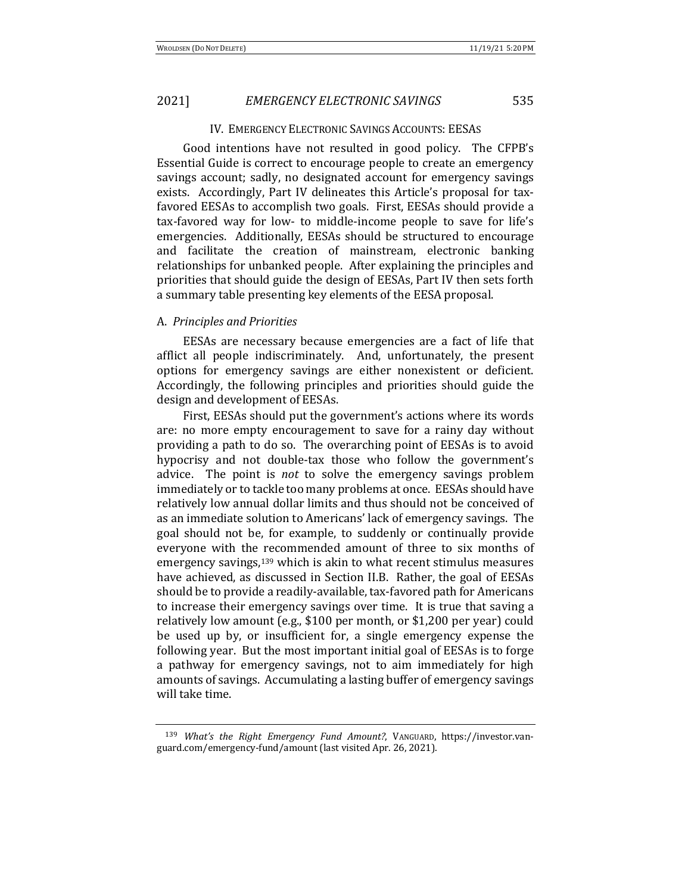## IV. EMERGENCY ELECTRONIC SAVINGS ACCOUNTS: EESAS

Good intentions have not resulted in good policy. The CFPB's Essential Guide is correct to encourage people to create an emergency savings account; sadly, no designated account for emergency savings exists. Accordingly, Part IV delineates this Article's proposal for tax-favored EESAs to accomplish two goals. First, EESAs should provide a tax-favored way for low- to middle-income people to save for life's emergencies. Additionally, EESAs should be structured to encourage and facilitate the creation of mainstream, electronic banking relationships for unbanked people. After explaining the principles and priorities that should guide the design of EESAs, Part IV then sets forth a summary table presenting key elements of the EESA proposal.

### A. *Principles and Priorities*

EESAs are necessary because emergencies are a fact of life that afflict all people indiscriminately. And, unfortunately, the present options for emergency savings are either nonexistent or deficient. Accordingly, the following principles and priorities should guide the design and development of EESAs.

First, EESAs should put the government's actions where its words are: no more empty encouragement to save for a rainy day without providing a path to do so. The overarching point of EESAs is to avoid hypocrisy and not double-tax those who follow the government's advice. The point is *not* to solve the emergency savings problem immediately or to tackle too many problems at once. EESAs should have relatively low annual dollar limits and thus should not be conceived of as an immediate solution to Americans' lack of emergency savings. The goal should not be, for example, to suddenly or continually provide everyone with the recommended amount of three to six months of emergency savings,[139] which is akin to what recent stimulus measures have achieved, as discussed in Section II.B. Rather, the goal of EESAs should be to provide a readily-available, tax-favored path for Americans to increase their emergency savings over time. It is true that saving a relatively low amount (e.g., $100 per month, or $1,200 per year) could be used up by, or insufficient for, a single emergency expense the following year. But the most important initial goal of EESAs is to forge a pathway for emergency savings, not to aim immediately for high amounts of savings. Accumulating a lasting buffer of emergency savings will take time.

---

[139] *What's the Right Emergency Fund Amount?*, VANGUARD, https://investor.vanguard.com/emergency-fund/amount (last visited Apr. 26, 2021).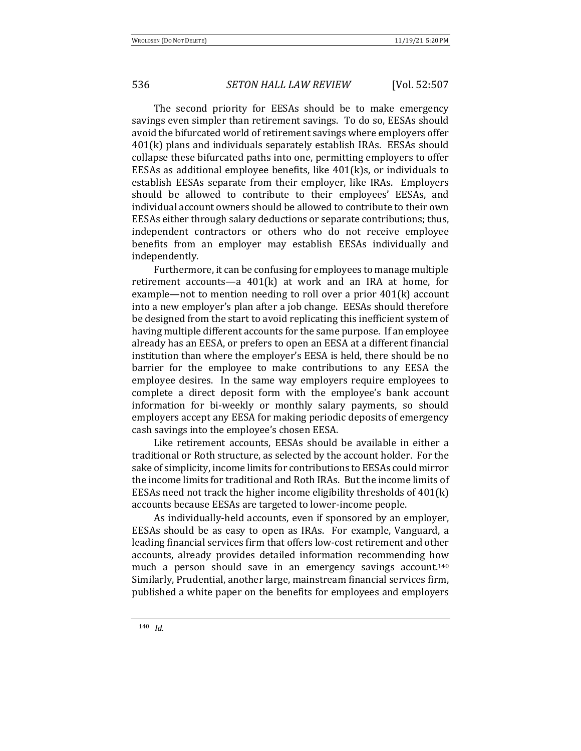The second priority for EESAs should be to make emergency savings even simpler than retirement savings. To do so, EESAs should avoid the bifurcated world of retirement savings where employers offer 401(k) plans and individuals separately establish IRAs. EESAs should collapse these bifurcated paths into one, permitting employers to offer EESAs as additional employee benefits, like 401(k)s, or individuals to establish EESAs separate from their employer, like IRAs. Employers should be allowed to contribute to their employees' EESAs, and individual account owners should be allowed to contribute to their own EESAs either through salary deductions or separate contributions; thus, independent contractors or others who do not receive employee benefits from an employer may establish EESAs individually and independently.

Furthermore, it can be confusing for employees to manage multiple retirement accounts—a 401(k) at work and an IRA at home, for example—not to mention needing to roll over a prior 401(k) account into a new employer's plan after a job change. EESAs should therefore be designed from the start to avoid replicating this inefficient system of having multiple different accounts for the same purpose. If an employee already has an EESA, or prefers to open an EESA at a different financial institution than where the employer's EESA is held, there should be no barrier for the employee to make contributions to any EESA the employee desires. In the same way employers require employees to complete a direct deposit form with the employee's bank account information for bi-weekly or monthly salary payments, so should employers accept any EESA for making periodic deposits of emergency cash savings into the employee's chosen EESA.

Like retirement accounts, EESAs should be available in either a traditional or Roth structure, as selected by the account holder. For the sake of simplicity, income limits for contributions to EESAs could mirror the income limits for traditional and Roth IRAs. But the income limits of EESAs need not track the higher income eligibility thresholds of 401(k) accounts because EESAs are targeted to lower-income people.

As individually-held accounts, even if sponsored by an employer, EESAs should be as easy to open as IRAs. For example, Vanguard, a leading financial services firm that offers low-cost retirement and other accounts, already provides detailed information recommending how much a person should save in an emergency savings account.[140] Similarly, Prudential, another large, mainstream financial services firm, published a white paper on the benefits for employees and employers

---

[140] *Id.*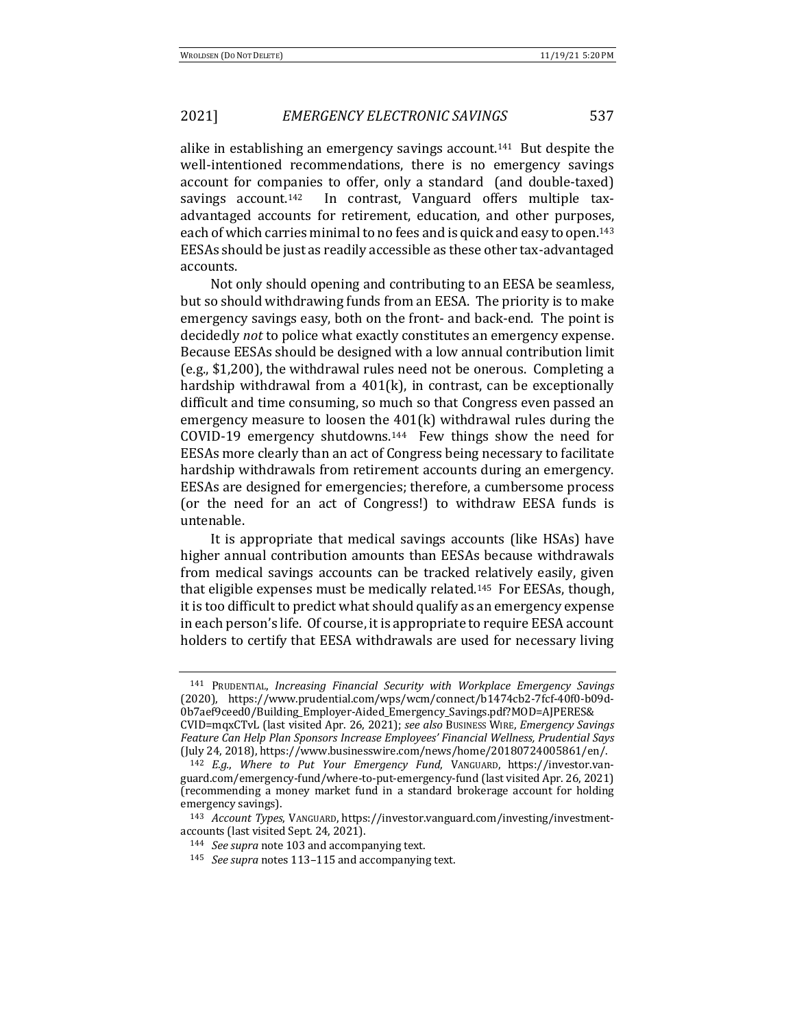alike in establishing an emergency savings account.[141] But despite the well-intentioned recommendations, there is no emergency savings account for companies to offer, only a standard (and double-taxed) savings account.[142] In contrast, Vanguard offers multiple tax-advantaged accounts for retirement, education, and other purposes, each of which carries minimal to no fees and is quick and easy to open.[143] EESAs should be just as readily accessible as these other tax-advantaged accounts.

Not only should opening and contributing to an EESA be seamless, but so should withdrawing funds from an EESA. The priority is to make emergency savings easy, both on the front- and back-end. The point is decidedly *not* to police what exactly constitutes an emergency expense. Because EESAs should be designed with a low annual contribution limit (e.g., $1,200), the withdrawal rules need not be onerous. Completing a hardship withdrawal from a 401(k), in contrast, can be exceptionally difficult and time consuming, so much so that Congress even passed an emergency measure to loosen the 401(k) withdrawal rules during the COVID-19 emergency shutdowns.[144] Few things show the need for EESAs more clearly than an act of Congress being necessary to facilitate hardship withdrawals from retirement accounts during an emergency. EESAs are designed for emergencies; therefore, a cumbersome process (or the need for an act of Congress!) to withdraw EESA funds is untenable.

It is appropriate that medical savings accounts (like HSAs) have higher annual contribution amounts than EESAs because withdrawals from medical savings accounts can be tracked relatively easily, given that eligible expenses must be medically related.[145] For EESAs, though, it is too difficult to predict what should qualify as an emergency expense in each person's life. Of course, it is appropriate to require EESA account holders to certify that EESA withdrawals are used for necessary living

---

[141] PRUDENTIAL, *Increasing Financial Security with Workplace Emergency Savings* (2020), https://www.prudential.com/wps/wcm/connect/b1474cb2-7fcf-40f0-b09d-0b7aef9ceed0/Building_Employer-Aided_Emergency_Savings.pdf?MOD=AJPERES&CVID=mqxCTvL (last visited Apr. 26, 2021); *see also* BUSINESS WIRE, *Emergency Savings Feature Can Help Plan Sponsors Increase Employees' Financial Wellness, Prudential Says* (July 24, 2018), https://www.businesswire.com/news/home/20180724005861/en/.

[142] *E.g.*, *Where to Put Your Emergency Fund*, VANGUARD, https://investor.vanguard.com/emergency-fund/where-to-put-emergency-fund (last visited Apr. 26, 2021) (recommending a money market fund in a standard brokerage account for holding emergency savings).

[143] *Account Types*, VANGUARD, https://investor.vanguard.com/investing/investment-accounts (last visited Sept. 24, 2021).

[144] *See supra* note 103 and accompanying text.

[145] *See supra* notes 113–115 and accompanying text.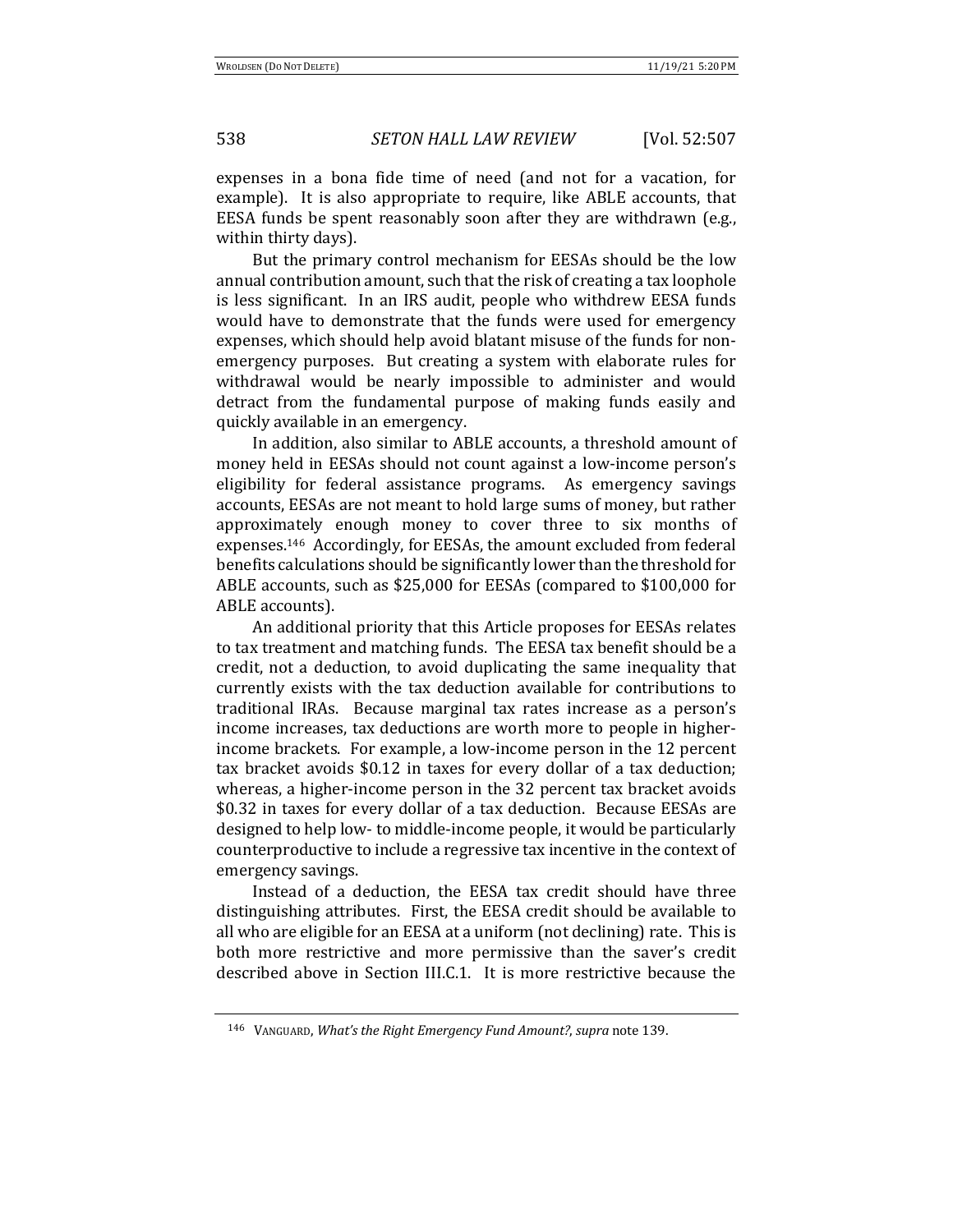expenses in a bona fide time of need (and not for a vacation, for example). It is also appropriate to require, like ABLE accounts, that EESA funds be spent reasonably soon after they are withdrawn (e.g., within thirty days).

But the primary control mechanism for EESAs should be the low annual contribution amount, such that the risk of creating a tax loophole is less significant. In an IRS audit, people who withdrew EESA funds would have to demonstrate that the funds were used for emergency expenses, which should help avoid blatant misuse of the funds for non-emergency purposes. But creating a system with elaborate rules for withdrawal would be nearly impossible to administer and would detract from the fundamental purpose of making funds easily and quickly available in an emergency.

In addition, also similar to ABLE accounts, a threshold amount of money held in EESAs should not count against a low-income person's eligibility for federal assistance programs. As emergency savings accounts, EESAs are not meant to hold large sums of money, but rather approximately enough money to cover three to six months of expenses.[146] Accordingly, for EESAs, the amount excluded from federal benefits calculations should be significantly lower than the threshold for ABLE accounts, such as $25,000 for EESAs (compared to $100,000 for ABLE accounts).

An additional priority that this Article proposes for EESAs relates to tax treatment and matching funds. The EESA tax benefit should be a credit, not a deduction, to avoid duplicating the same inequality that currently exists with the tax deduction available for contributions to traditional IRAs. Because marginal tax rates increase as a person's income increases, tax deductions are worth more to people in higher-income brackets. For example, a low-income person in the 12 percent tax bracket avoids $0.12 in taxes for every dollar of a tax deduction; whereas, a higher-income person in the 32 percent tax bracket avoids $0.32 in taxes for every dollar of a tax deduction. Because EESAs are designed to help low- to middle-income people, it would be particularly counterproductive to include a regressive tax incentive in the context of emergency savings.

Instead of a deduction, the EESA tax credit should have three distinguishing attributes. First, the EESA credit should be available to all who are eligible for an EESA at a uniform (not declining) rate. This is both more restrictive and more permissive than the saver's credit described above in Section III.C.1. It is more restrictive because the

[146] VANGUARD, *What's the Right Emergency Fund Amount?*, *supra* note 139.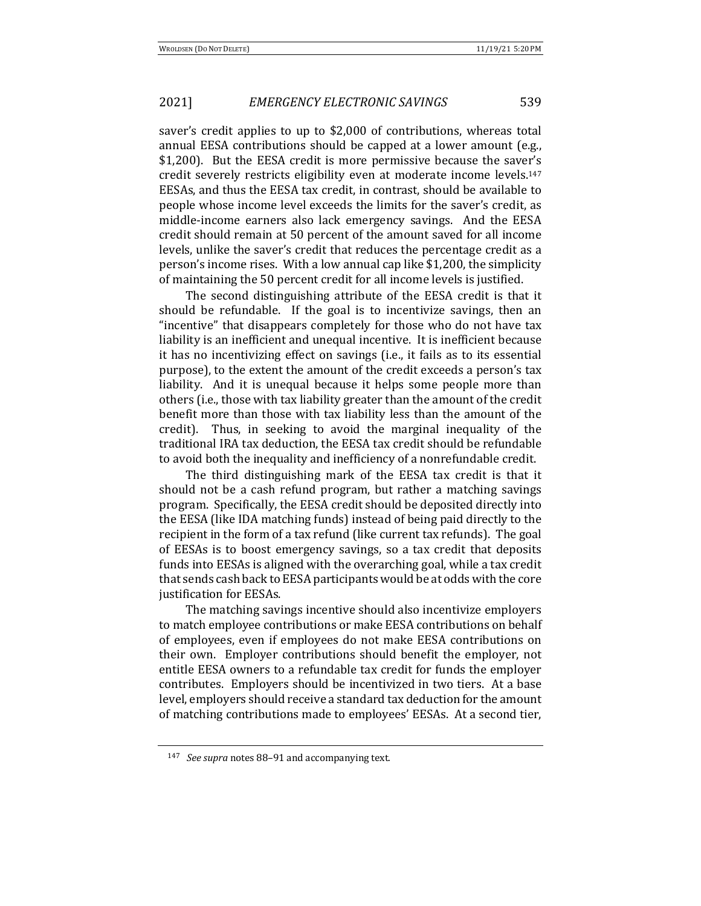saver's credit applies to up to $2,000 of contributions, whereas total annual EESA contributions should be capped at a lower amount (e.g., $1,200). But the EESA credit is more permissive because the saver's credit severely restricts eligibility even at moderate income levels.[147] EESAs, and thus the EESA tax credit, in contrast, should be available to people whose income level exceeds the limits for the saver's credit, as middle-income earners also lack emergency savings. And the EESA credit should remain at 50 percent of the amount saved for all income levels, unlike the saver's credit that reduces the percentage credit as a person's income rises. With a low annual cap like $1,200, the simplicity of maintaining the 50 percent credit for all income levels is justified.

The second distinguishing attribute of the EESA credit is that it should be refundable. If the goal is to incentivize savings, then an "incentive" that disappears completely for those who do not have tax liability is an inefficient and unequal incentive. It is inefficient because it has no incentivizing effect on savings (i.e., it fails as to its essential purpose), to the extent the amount of the credit exceeds a person's tax liability. And it is unequal because it helps some people more than others (i.e., those with tax liability greater than the amount of the credit benefit more than those with tax liability less than the amount of the credit). Thus, in seeking to avoid the marginal inequality of the traditional IRA tax deduction, the EESA tax credit should be refundable to avoid both the inequality and inefficiency of a nonrefundable credit.

The third distinguishing mark of the EESA tax credit is that it should not be a cash refund program, but rather a matching savings program. Specifically, the EESA credit should be deposited directly into the EESA (like IDA matching funds) instead of being paid directly to the recipient in the form of a tax refund (like current tax refunds). The goal of EESAs is to boost emergency savings, so a tax credit that deposits funds into EESAs is aligned with the overarching goal, while a tax credit that sends cash back to EESA participants would be at odds with the core justification for EESAs.

The matching savings incentive should also incentivize employers to match employee contributions or make EESA contributions on behalf of employees, even if employees do not make EESA contributions on their own. Employer contributions should benefit the employer, not entitle EESA owners to a refundable tax credit for funds the employer contributes. Employers should be incentivized in two tiers. At a base level, employers should receive a standard tax deduction for the amount of matching contributions made to employees' EESAs. At a second tier,

---

[147] *See supra* notes 88–91 and accompanying text.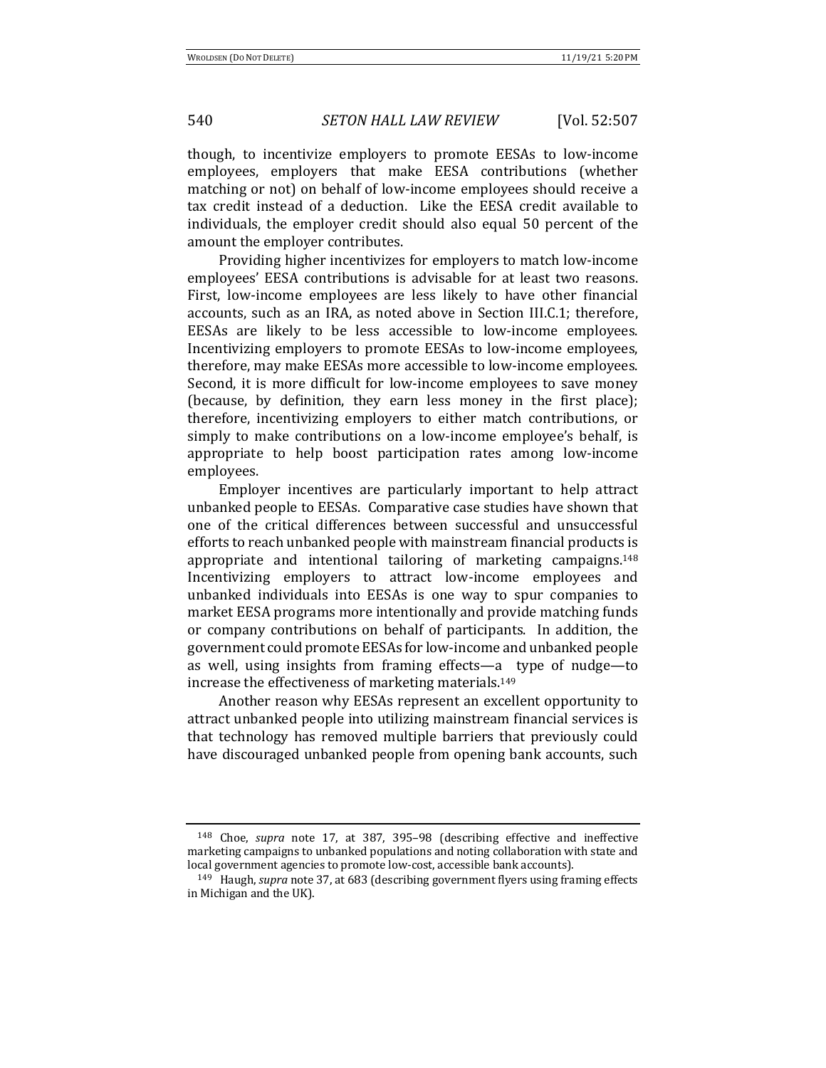though, to incentivize employers to promote EESAs to low-income employees, employers that make EESA contributions (whether matching or not) on behalf of low-income employees should receive a tax credit instead of a deduction. Like the EESA credit available to individuals, the employer credit should also equal 50 percent of the amount the employer contributes.

Providing higher incentivizes for employers to match low-income employees' EESA contributions is advisable for at least two reasons. First, low-income employees are less likely to have other financial accounts, such as an IRA, as noted above in Section III.C.1; therefore, EESAs are likely to be less accessible to low-income employees. Incentivizing employers to promote EESAs to low-income employees, therefore, may make EESAs more accessible to low-income employees. Second, it is more difficult for low-income employees to save money (because, by definition, they earn less money in the first place); therefore, incentivizing employers to either match contributions, or simply to make contributions on a low-income employee's behalf, is appropriate to help boost participation rates among low-income employees.

Employer incentives are particularly important to help attract unbanked people to EESAs. Comparative case studies have shown that one of the critical differences between successful and unsuccessful efforts to reach unbanked people with mainstream financial products is appropriate and intentional tailoring of marketing campaigns.[148] Incentivizing employers to attract low-income employees and unbanked individuals into EESAs is one way to spur companies to market EESA programs more intentionally and provide matching funds or company contributions on behalf of participants. In addition, the government could promote EESAs for low-income and unbanked people as well, using insights from framing effects—a type of nudge—to increase the effectiveness of marketing materials.[149]

Another reason why EESAs represent an excellent opportunity to attract unbanked people into utilizing mainstream financial services is that technology has removed multiple barriers that previously could have discouraged unbanked people from opening bank accounts, such

---

[148] Choe, *supra* note 17, at 387, 395–98 (describing effective and ineffective marketing campaigns to unbanked populations and noting collaboration with state and local government agencies to promote low-cost, accessible bank accounts).

[149] Haugh, *supra* note 37, at 683 (describing government flyers using framing effects in Michigan and the UK).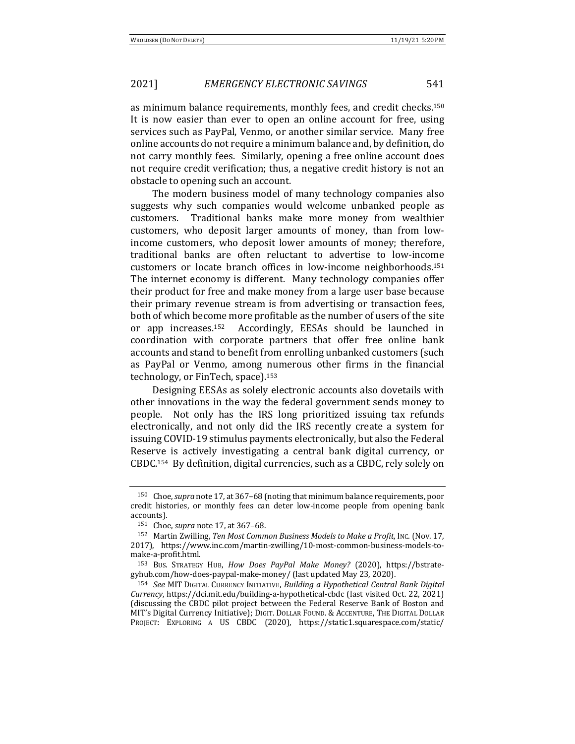as minimum balance requirements, monthly fees, and credit checks.[150] It is now easier than ever to open an online account for free, using services such as PayPal, Venmo, or another similar service. Many free online accounts do not require a minimum balance and, by definition, do not carry monthly fees. Similarly, opening a free online account does not require credit verification; thus, a negative credit history is not an obstacle to opening such an account.

The modern business model of many technology companies also suggests why such companies would welcome unbanked people as customers. Traditional banks make more money from wealthier customers, who deposit larger amounts of money, than from low-income customers, who deposit lower amounts of money; therefore, traditional banks are often reluctant to advertise to low-income customers or locate branch offices in low-income neighborhoods.[151] The internet economy is different. Many technology companies offer their product for free and make money from a large user base because their primary revenue stream is from advertising or transaction fees, both of which become more profitable as the number of users of the site or app increases.[152] Accordingly, EESAs should be launched in coordination with corporate partners that offer free online bank accounts and stand to benefit from enrolling unbanked customers (such as PayPal or Venmo, among numerous other firms in the financial technology, or FinTech, space).[153]

Designing EESAs as solely electronic accounts also dovetails with other innovations in the way the federal government sends money to people. Not only has the IRS long prioritized issuing tax refunds electronically, and not only did the IRS recently create a system for issuing COVID-19 stimulus payments electronically, but also the Federal Reserve is actively investigating a central bank digital currency, or CBDC.[154] By definition, digital currencies, such as a CBDC, rely solely on

---

[150] Choe, *supra* note 17, at 367–68 (noting that minimum balance requirements, poor credit histories, or monthly fees can deter low-income people from opening bank accounts).

[151] Choe, *supra* note 17, at 367–68.

[152] Martin Zwilling, *Ten Most Common Business Models to Make a Profit*, INC. (Nov. 17, 2017), https://www.inc.com/martin-zwilling/10-most-common-business-models-to-make-a-profit.html.

[153] BUS. STRATEGY HUB, *How Does PayPal Make Money?* (2020), https://bstrategyhub.com/how-does-paypal-make-money/ (last updated May 23, 2020).

[154] *See* MIT DIGITAL CURRENCY INITIATIVE, *Building a Hypothetical Central Bank Digital Currency*, https://dci.mit.edu/building-a-hypothetical-cbdc (last visited Oct. 22, 2021) (discussing the CBDC pilot project between the Federal Reserve Bank of Boston and MIT's Digital Currency Initiative); DIGIT. DOLLAR FOUND. & ACCENTURE, THE DIGITAL DOLLAR PROJECT: EXPLORING A US CBDC (2020), https://static1.squarespace.com/static/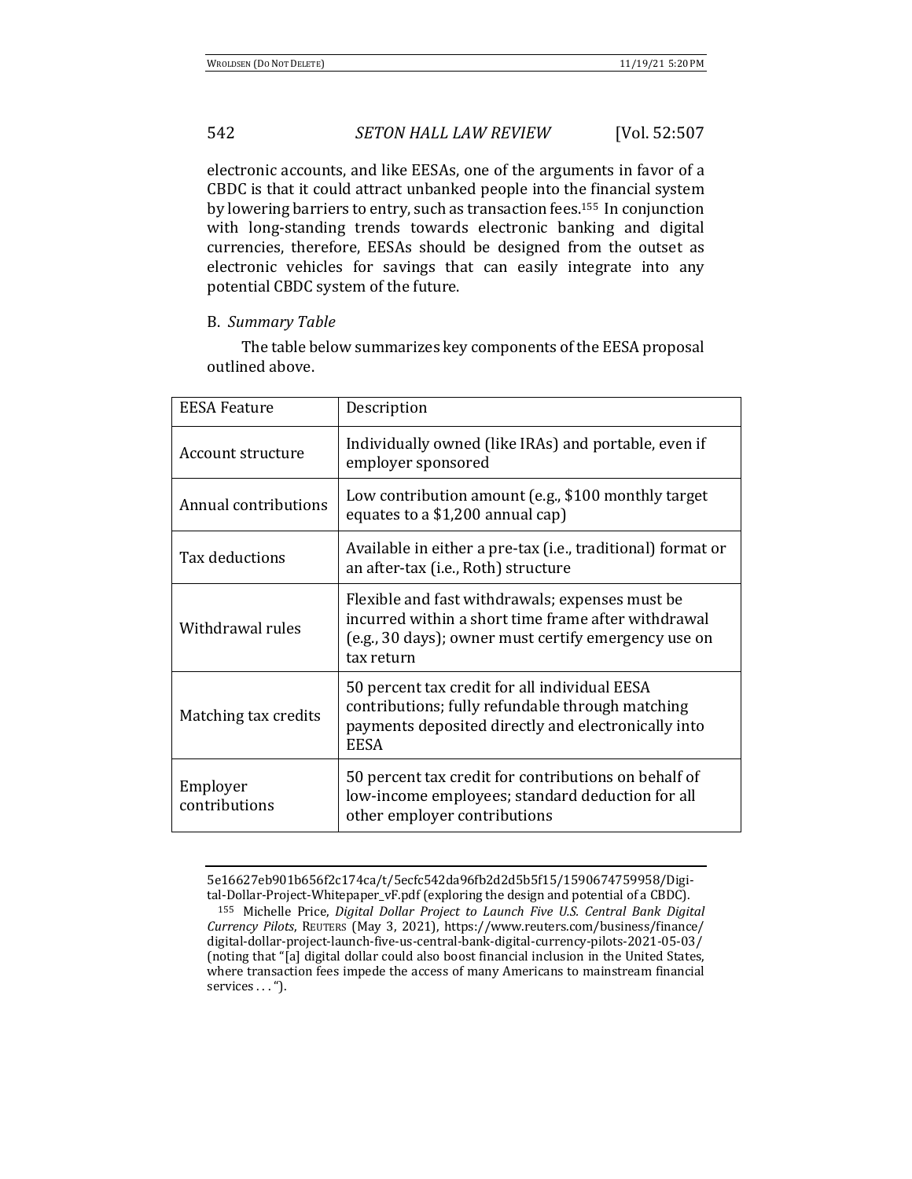electronic accounts, and like EESAs, one of the arguments in favor of a CBDC is that it could attract unbanked people into the financial system by lowering barriers to entry, such as transaction fees.[155] In conjunction with long-standing trends towards electronic banking and digital currencies, therefore, EESAs should be designed from the outset as electronic vehicles for savings that can easily integrate into any potential CBDC system of the future.

### B. *Summary Table*

The table below summarizes key components of the EESA proposal outlined above.

| EESA Feature | Description |
|---|---|
| Account structure | Individually owned (like IRAs) and portable, even if employer sponsored |
| Annual contributions | Low contribution amount (e.g., $100 monthly target equates to a $1,200 annual cap) |
| Tax deductions | Available in either a pre-tax (i.e., traditional) format or an after-tax (i.e., Roth) structure |
| Withdrawal rules | Flexible and fast withdrawals; expenses must be incurred within a short time frame after withdrawal (e.g., 30 days); owner must certify emergency use on tax return |
| Matching tax credits | 50 percent tax credit for all individual EESA contributions; fully refundable through matching payments deposited directly and electronically into EESA |
| Employer contributions | 50 percent tax credit for contributions on behalf of low-income employees; standard deduction for all other employer contributions |

5e16627eb901b656f2c174ca/t/5ecfc542da96fb2d2d5b5f15/1590674759958/Digital-Dollar-Project-Whitepaper_vF.pdf (exploring the design and potential of a CBDC).

[155] Michelle Price, *Digital Dollar Project to Launch Five U.S. Central Bank Digital Currency Pilots*, REUTERS (May 3, 2021), https://www.reuters.com/business/finance/digital-dollar-project-launch-five-us-central-bank-digital-currency-pilots-2021-05-03/ (noting that "[a] digital dollar could also boost financial inclusion in the United States, where transaction fees impede the access of many Americans to mainstream financial services . . . ").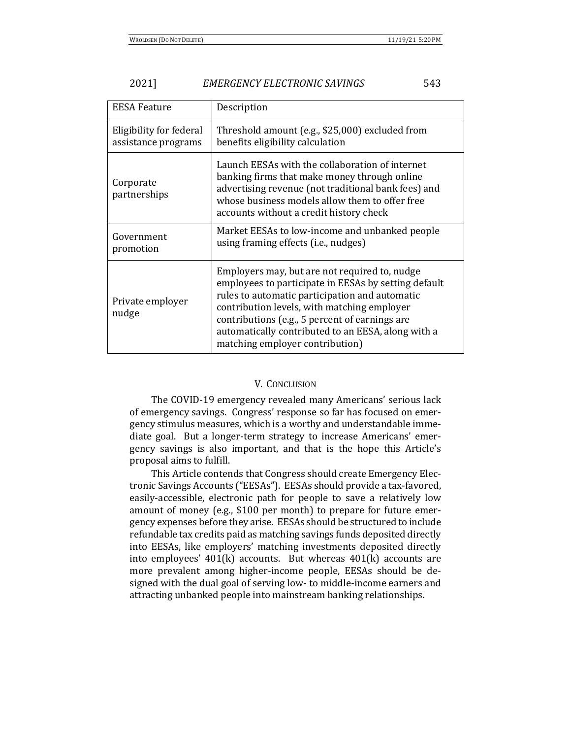| EESA Feature | Description |
|---|---|
| Eligibility for federal assistance programs | Threshold amount (e.g., $25,000) excluded from benefits eligibility calculation |
| Corporate partnerships | Launch EESAs with the collaboration of internet banking firms that make money through online advertising revenue (not traditional bank fees) and whose business models allow them to offer free accounts without a credit history check |
| Government promotion | Market EESAs to low-income and unbanked people using framing effects (i.e., nudges) |
| Private employer nudge | Employers may, but are not required to, nudge employees to participate in EESAs by setting default rules to automatic participation and automatic contribution levels, with matching employer contributions (e.g., 5 percent of earnings are automatically contributed to an EESA, along with a matching employer contribution) |

## V. CONCLUSION

The COVID-19 emergency revealed many Americans' serious lack of emergency savings. Congress' response so far has focused on emergency stimulus measures, which is a worthy and understandable immediate goal. But a longer-term strategy to increase Americans' emergency savings is also important, and that is the hope this Article's proposal aims to fulfill.

This Article contends that Congress should create Emergency Electronic Savings Accounts ("EESAs"). EESAs should provide a tax-favored, easily-accessible, electronic path for people to save a relatively low amount of money (e.g., $100 per month) to prepare for future emergency expenses before they arise. EESAs should be structured to include refundable tax credits paid as matching savings funds deposited directly into EESAs, like employers' matching investments deposited directly into employees' 401(k) accounts. But whereas 401(k) accounts are more prevalent among higher-income people, EESAs should be designed with the dual goal of serving low- to middle-income earners and attracting unbanked people into mainstream banking relationships.